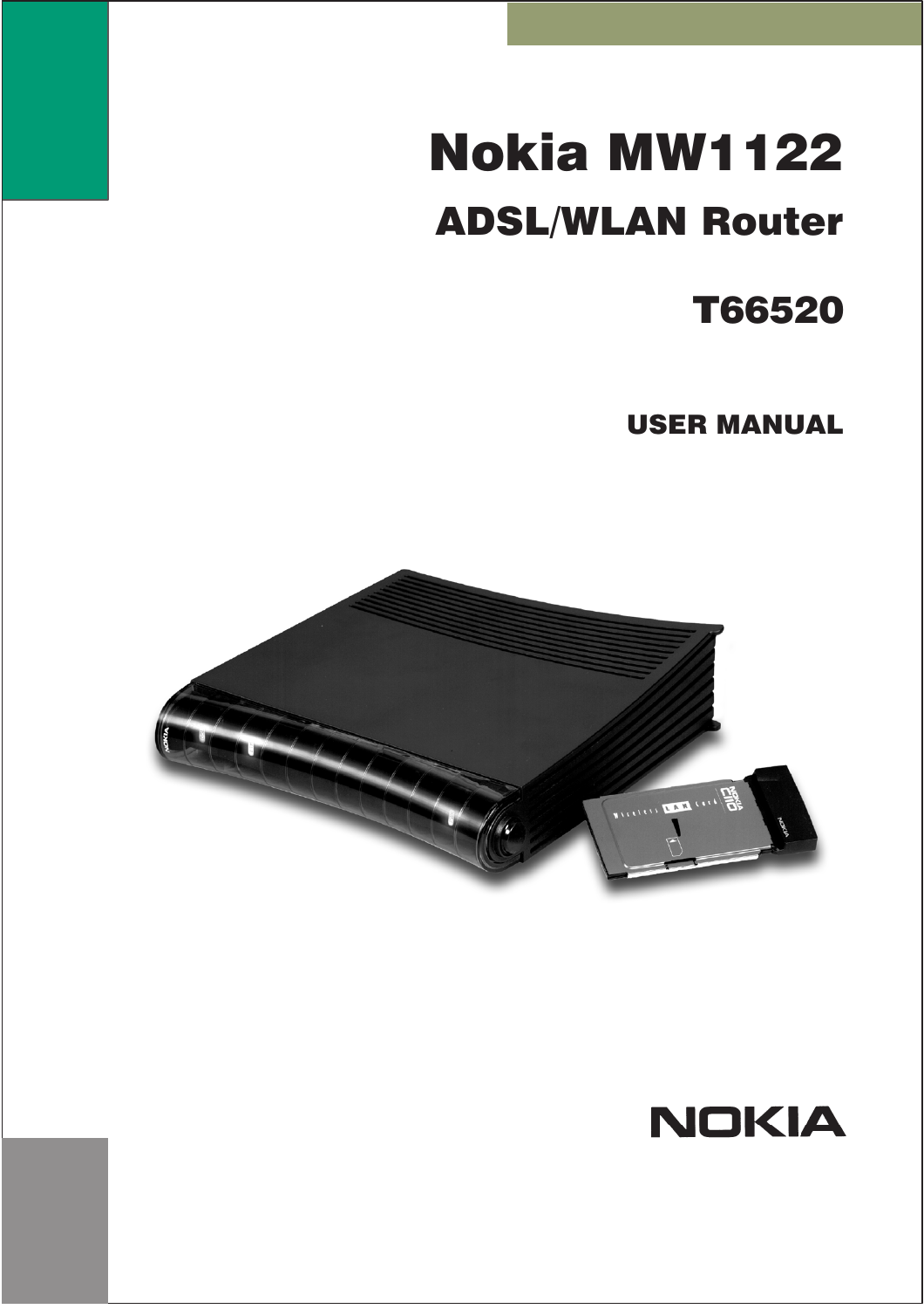# Nokia MW1122

## ADSL/WLAN Router

## T66520

### USER MANUAL

NOKIA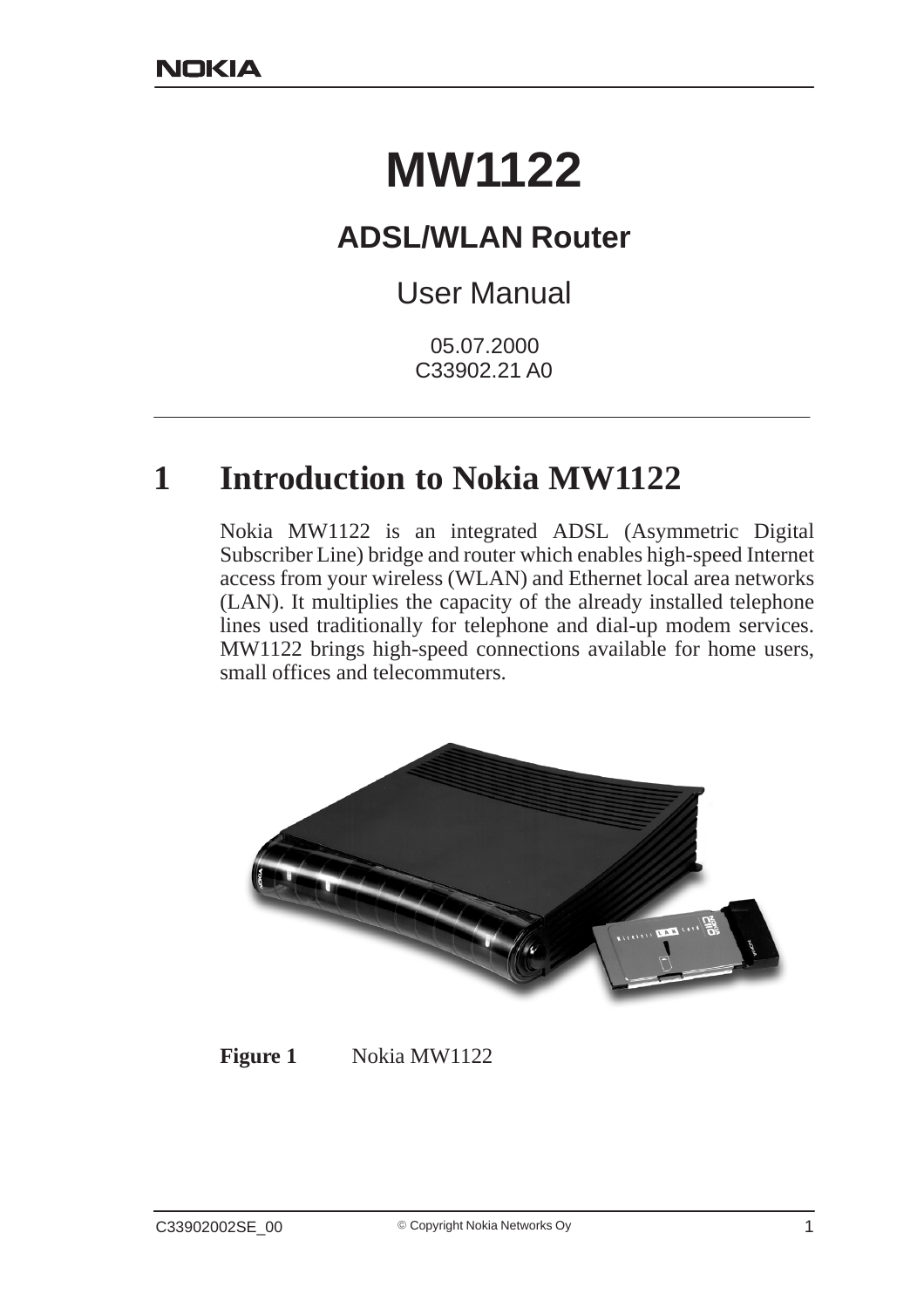NOKIA

# MW1122

## ADSL/WLAN Router

User Manual

05.07.2000

C33902.21 A0

# 1 Introduction to Nokia MW1122

Nokia MW1122 is an integrated ADSL (Asymmetric Digital Subscriber Line) bridge and router which enables high-speed Internet access from your wireless (WLAN) and Ethernet local area networks (LAN). It multiplies the capacity of the already installed telephone lines used traditionally for telephone and dial-up modem services. MW1122 brings high-speed connections available for home users, small offices and telecommuters.

**Figure 1** Nokia MW1122

C33902002SE_00 © Copyright Nokia Networks Oy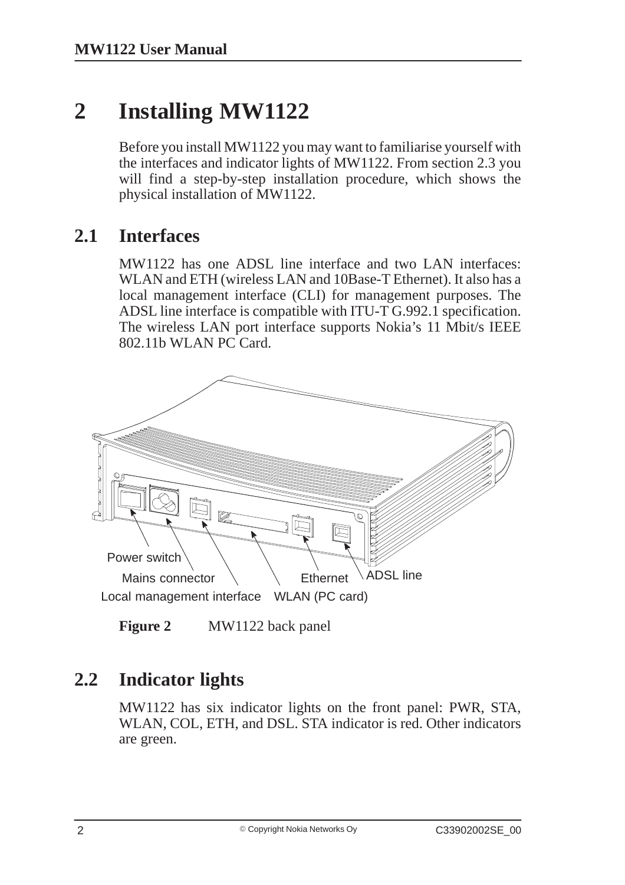# 2 Installing MW1122

Before you install MW1122 you may want to familiarise yourself with the interfaces and indicator lights of MW1122. From section 2.3 you will find a step-by-step installation procedure, which shows the physical installation of MW1122.

## 2.1 Interfaces

MW1122 has one ADSL line interface and two LAN interfaces: WLAN and ETH (wireless LAN and 10Base-T Ethernet). It also has a local management interface (CLI) for management purposes. The ADSL line interface is compatible with ITU-T G.992.1 specification. The wireless LAN port interface supports Nokia's 11 Mbit/s IEEE 802.11b WLAN PC Card.

Power switch
Mains connector
Local management interface
WLAN (PC card)
Ethernet
ADSL line

**Figure 2** MW1122 back panel

## 2.2 Indicator lights

MW1122 has six indicator lights on the front panel: PWR, STA, WLAN, COL, ETH, and DSL. STA indicator is red. Other indicators are green.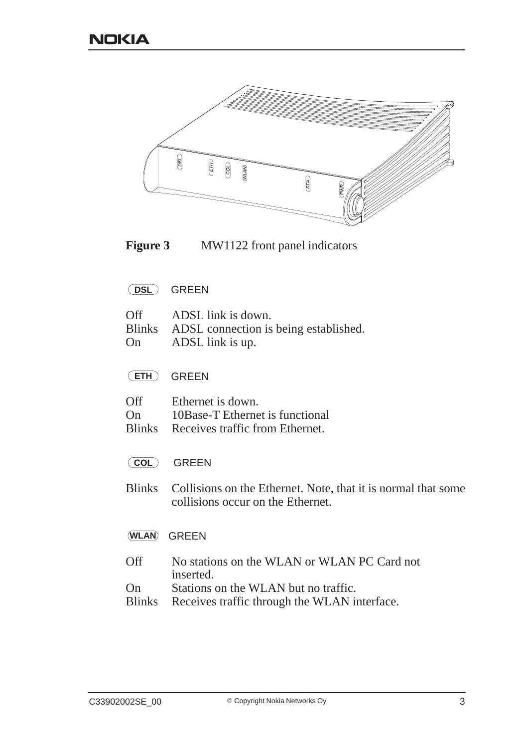**Figure 3** MW1122 front panel indicators

**DSL** GREEN

| | |
|---|---|
| Off | ADSL link is down. |
| Blinks | ADSL connection is being established. |
| On | ADSL link is up. |

**ETH** GREEN

| | |
|---|---|
| Off | Ethernet is down. |
| On | 10Base-T Ethernet is functional |
| Blinks | Receives traffic from Ethernet. |

**COL** GREEN

| | |
|---|---|
| Blinks | Collisions on the Ethernet. Note, that it is normal that some collisions occur on the Ethernet. |

**WLAN** GREEN

| | |
|---|---|
| Off | No stations on the WLAN or WLAN PC Card not inserted. |
| On | Stations on the WLAN but no traffic. |
| Blinks | Receives traffic through the WLAN interface. |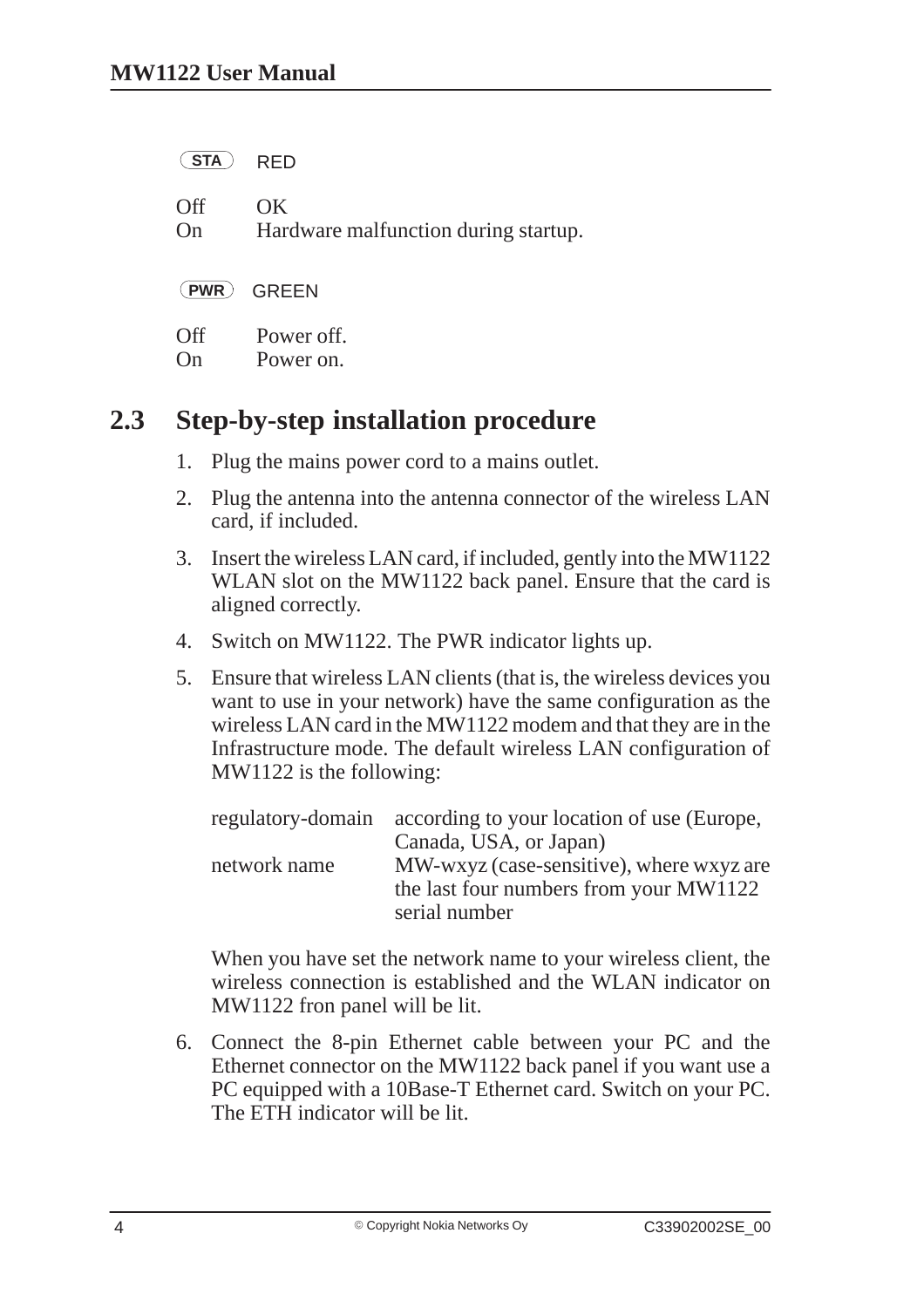STA RED

| | |
|---|---|
| Off | OK |
| On | Hardware malfunction during startup. |

PWR GREEN

| | |
|---|---|
| Off | Power off. |
| On | Power on. |

## 2.3 Step-by-step installation procedure

1. Plug the mains power cord to a mains outlet.
2. Plug the antenna into the antenna connector of the wireless LAN card, if included.
3. Insert the wireless LAN card, if included, gently into the MW1122 WLAN slot on the MW1122 back panel. Ensure that the card is aligned correctly.
4. Switch on MW1122. The PWR indicator lights up.
5. Ensure that wireless LAN clients (that is, the wireless devices you want to use in your network) have the same configuration as the wireless LAN card in the MW1122 modem and that they are in the Infrastructure mode. The default wireless LAN configuration of MW1122 is the following:

   | | |
   |---|---|
   | regulatory-domain | according to your location of use (Europe, Canada, USA, or Japan) |
   | network name | MW-wxyz (case-sensitive), where wxyz are the last four numbers from your MW1122 serial number |

   When you have set the network name to your wireless client, the wireless connection is established and the WLAN indicator on MW1122 fron panel will be lit.

6. Connect the 8-pin Ethernet cable between your PC and the Ethernet connector on the MW1122 back panel if you want use a PC equipped with a 10Base-T Ethernet card. Switch on your PC. The ETH indicator will be lit.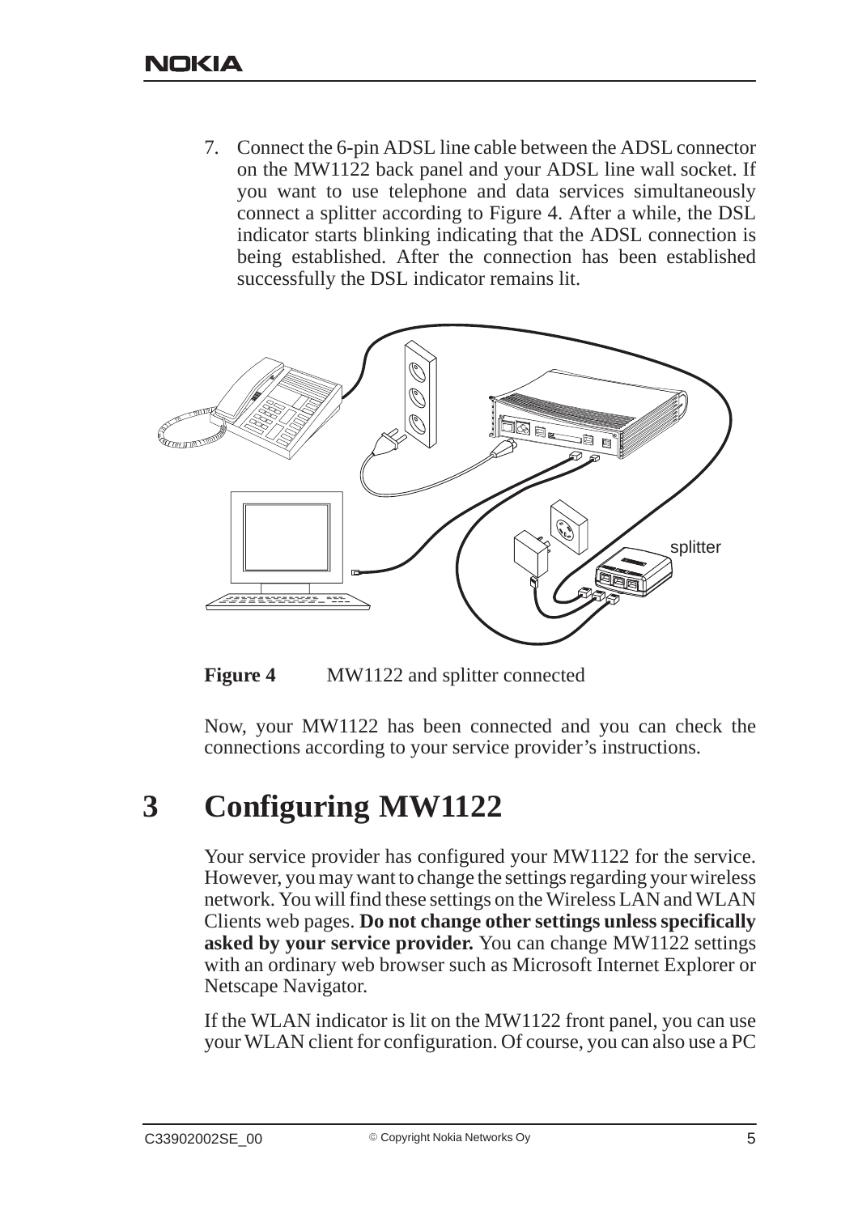7. Connect the 6-pin ADSL line cable between the ADSL connector on the MW1122 back panel and your ADSL line wall socket. If you want to use telephone and data services simultaneously connect a splitter according to Figure 4. After a while, the DSL indicator starts blinking indicating that the ADSL connection is being established. After the connection has been established successfully the DSL indicator remains lit.

**Figure 4** MW1122 and splitter connected

Now, your MW1122 has been connected and you can check the connections according to your service provider's instructions.

# 3 Configuring MW1122

Your service provider has configured your MW1122 for the service. However, you may want to change the settings regarding your wireless network. You will find these settings on the Wireless LAN and WLAN Clients web pages. **Do not change other settings unless specifically asked by your service provider.** You can change MW1122 settings with an ordinary web browser such as Microsoft Internet Explorer or Netscape Navigator.

If the WLAN indicator is lit on the MW1122 front panel, you can use your WLAN client for configuration. Of course, you can also use a PC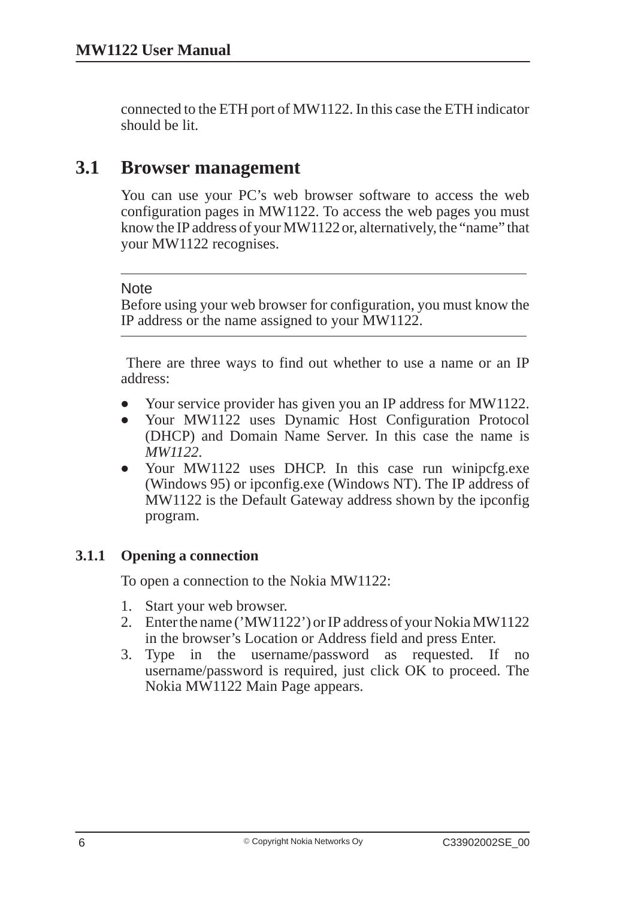connected to the ETH port of MW1122. In this case the ETH indicator should be lit.

## 3.1 Browser management

You can use your PC's web browser software to access the web configuration pages in MW1122. To access the web pages you must know the IP address of your MW1122 or, alternatively, the "name" that your MW1122 recognises.

---

Note

Before using your web browser for configuration, you must know the IP address or the name assigned to your MW1122.

---

There are three ways to find out whether to use a name or an IP address:

- Your service provider has given you an IP address for MW1122.
- Your MW1122 uses Dynamic Host Configuration Protocol (DHCP) and Domain Name Server. In this case the name is *MW1122*.
- Your MW1122 uses DHCP. In this case run winipcfg.exe (Windows 95) or ipconfig.exe (Windows NT). The IP address of MW1122 is the Default Gateway address shown by the ipconfig program.

### 3.1.1 Opening a connection

To open a connection to the Nokia MW1122:

1. Start your web browser.
2. Enter the name ('MW1122') or IP address of your Nokia MW1122 in the browser's Location or Address field and press Enter.
3. Type in the username/password as requested. If no username/password is required, just click OK to proceed. The Nokia MW1122 Main Page appears.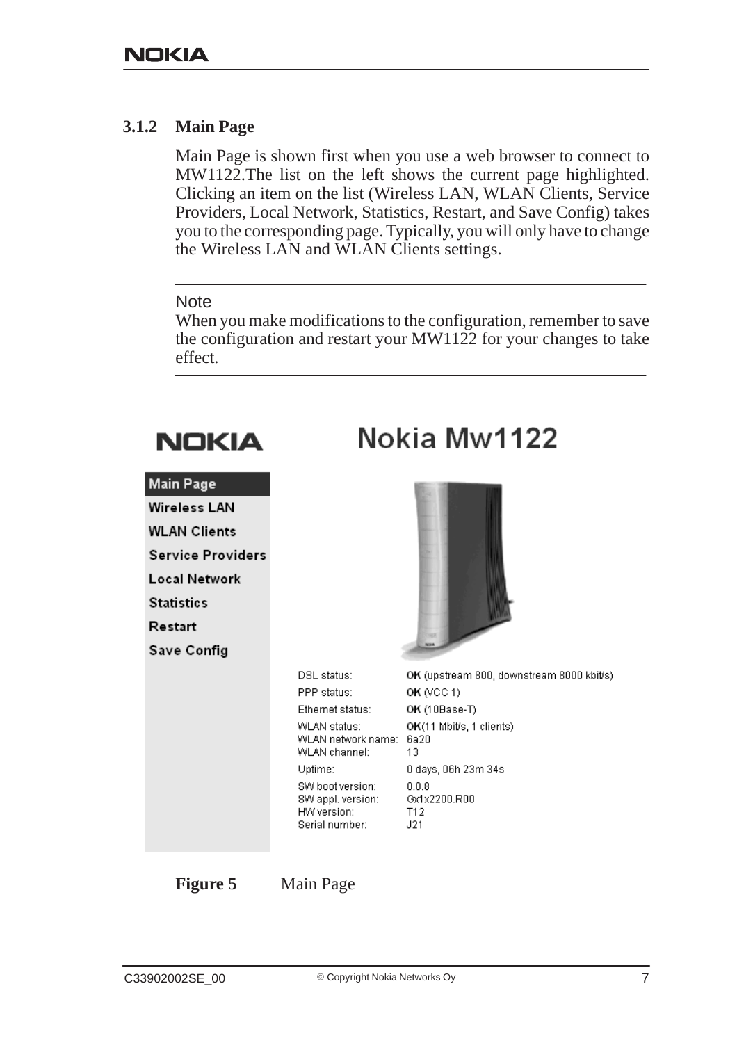### 3.1.2 Main Page

Main Page is shown first when you use a web browser to connect to MW1122.The list on the left shows the current page highlighted. Clicking an item on the list (Wireless LAN, WLAN Clients, Service Providers, Local Network, Statistics, Restart, and Save Config) takes you to the corresponding page. Typically, you will only have to change the Wireless LAN and WLAN Clients settings.

---

Note

When you make modifications to the configuration, remember to save the configuration and restart your MW1122 for your changes to take effect.

---

NOKIA

Nokia Mw1122

- Main Page
- Wireless LAN
- WLAN Clients
- Service Providers
- Local Network
- Statistics
- Restart
- Save Config

| | |
|---|---|
| DSL status: | **OK** (upstream 800, downstream 8000 kbit/s) |
| PPP status: | **OK** (VCC 1) |
| Ethernet status: | **OK** (10Base-T) |
| WLAN status: | **OK**(11 Mbit/s, 1 clients) |
| WLAN network name: | 6a20 |
| WLAN channel: | 13 |
| Uptime: | 0 days, 06h 23m 34s |
| SW boot version: | 0.0.8 |
| SW appl. version: | Gx1x2200.R00 |
| HW version: | T12 |
| Serial number: | J21 |

**Figure 5** Main Page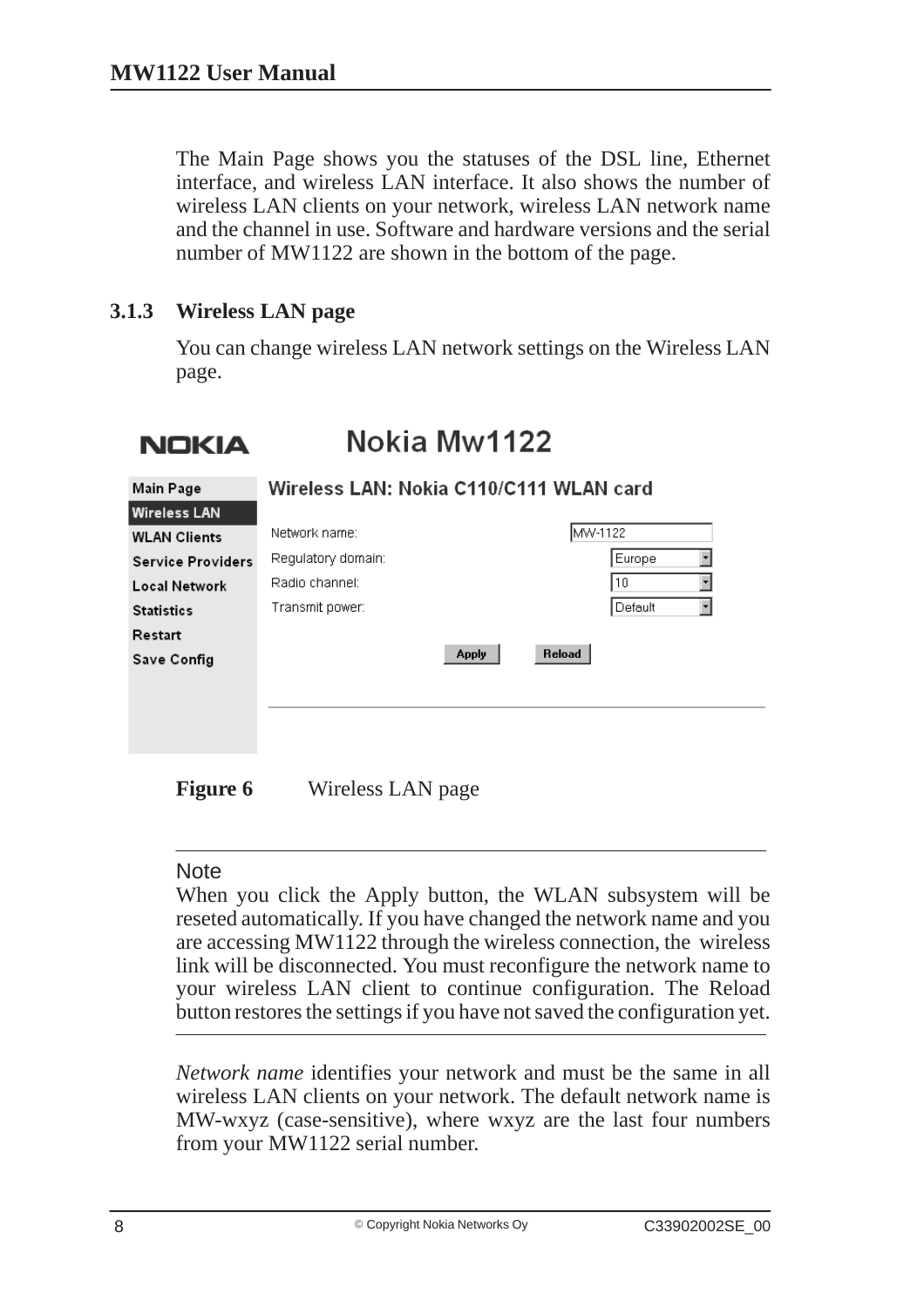The Main Page shows you the statuses of the DSL line, Ethernet interface, and wireless LAN interface. It also shows the number of wireless LAN clients on your network, wireless LAN network name and the channel in use. Software and hardware versions and the serial number of MW1122 are shown in the bottom of the page.

### 3.1.3 Wireless LAN page

You can change wireless LAN network settings on the Wireless LAN page.

**Figure 6** Wireless LAN page

---

Note

When you click the Apply button, the WLAN subsystem will be reseted automatically. If you have changed the network name and you are accessing MW1122 through the wireless connection, the wireless link will be disconnected. You must reconfigure the network name to your wireless LAN client to continue configuration. The Reload button restores the settings if you have not saved the configuration yet.

---

*Network name* identifies your network and must be the same in all wireless LAN clients on your network. The default network name is MW-wxyz (case-sensitive), where wxyz are the last four numbers from your MW1122 serial number.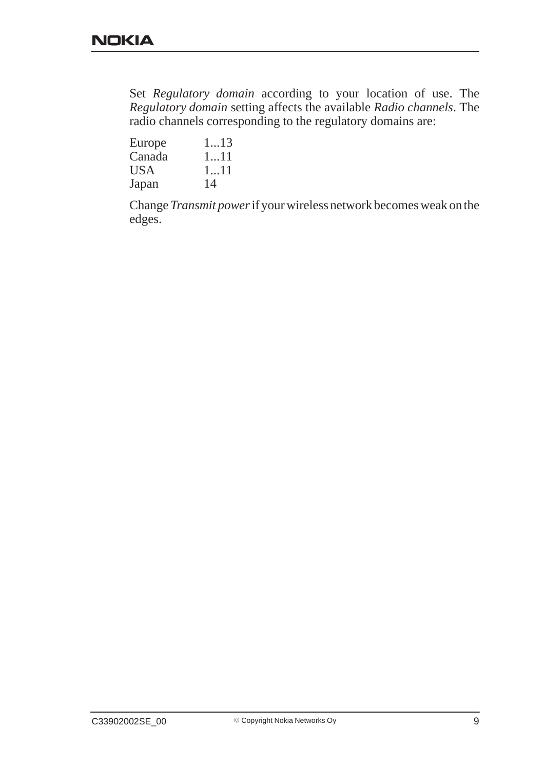Set *Regulatory domain* according to your location of use. The *Regulatory domain* setting affects the available *Radio channels*. The radio channels corresponding to the regulatory domains are:

| | |
|---|---|
| Europe | 1...13 |
| Canada | 1...11 |
| USA | 1...11 |
| Japan | 14 |

Change *Transmit power* if your wireless network becomes weak on the edges.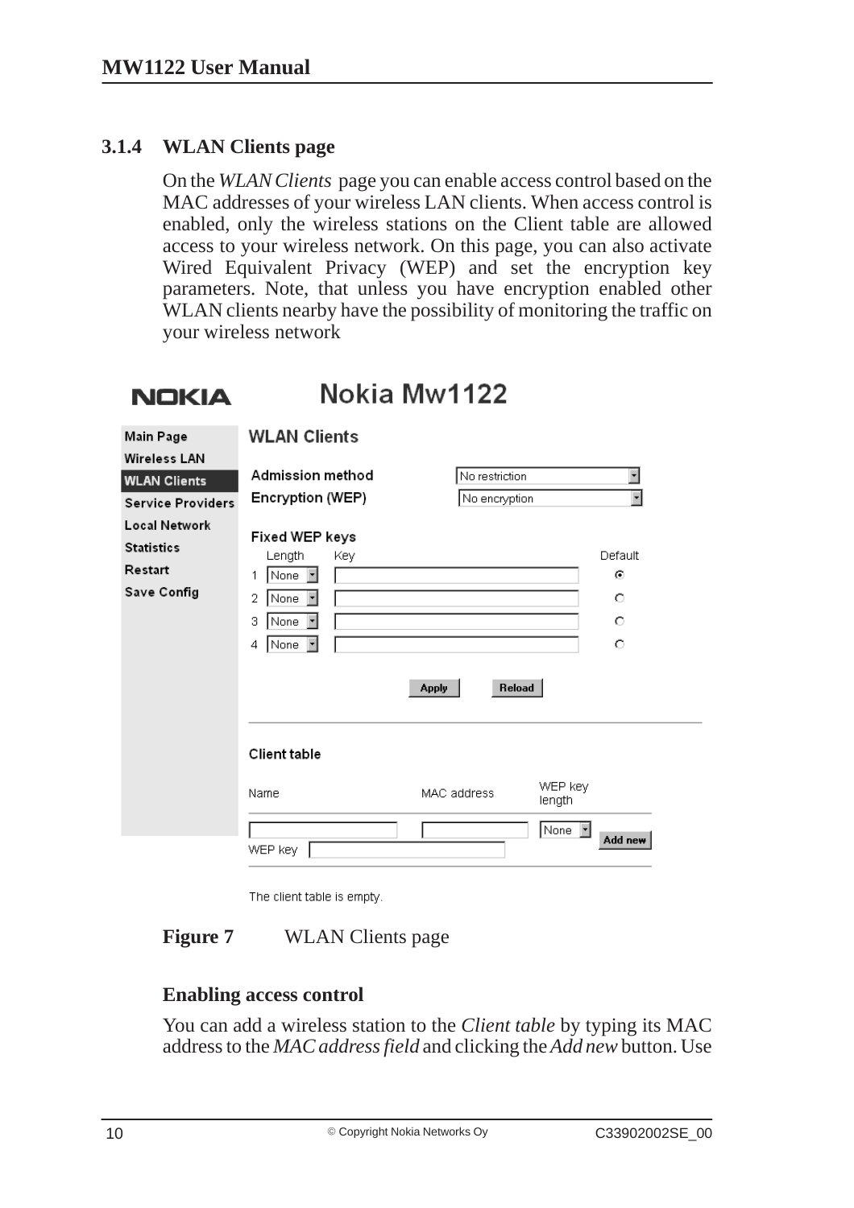### 3.1.4 WLAN Clients page

On the *WLAN Clients* page you can enable access control based on the MAC addresses of your wireless LAN clients. When access control is enabled, only the wireless stations on the Client table are allowed access to your wireless network. On this page, you can also activate Wired Equivalent Privacy (WEP) and set the encryption key parameters. Note, that unless you have encryption enabled other WLAN clients nearby have the possibility of monitoring the traffic on your wireless network

**Figure 7** WLAN Clients page

**Enabling access control**

You can add a wireless station to the *Client table* by typing its MAC address to the *MAC address field* and clicking the *Add new* button. Use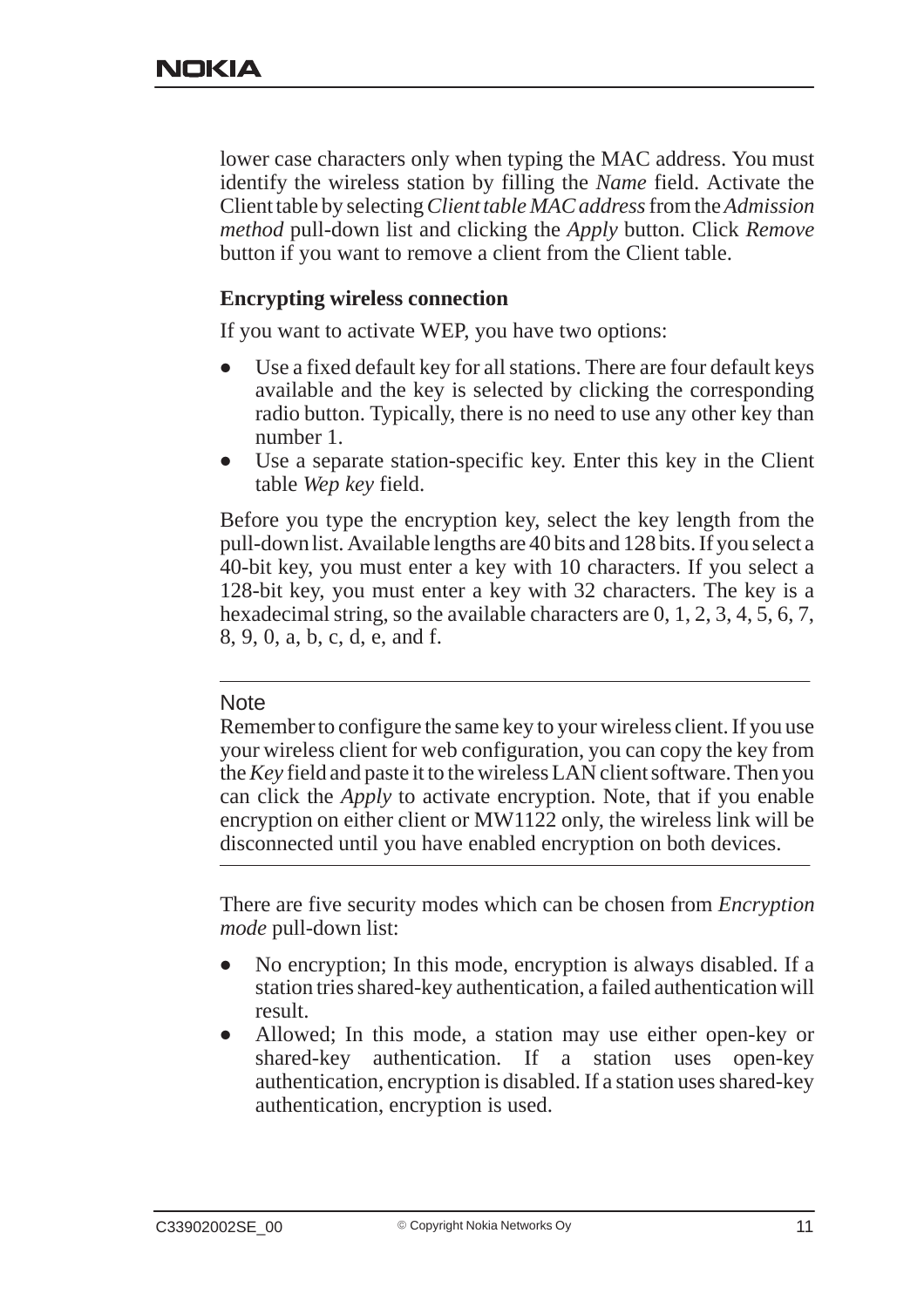lower case characters only when typing the MAC address. You must identify the wireless station by filling the *Name* field. Activate the Client table by selecting *Client table MAC address* from the *Admission method* pull-down list and clicking the *Apply* button. Click *Remove* button if you want to remove a client from the Client table.

### Encrypting wireless connection

If you want to activate WEP, you have two options:

- Use a fixed default key for all stations. There are four default keys available and the key is selected by clicking the corresponding radio button. Typically, there is no need to use any other key than number 1.
- Use a separate station-specific key. Enter this key in the Client table *Wep key* field.

Before you type the encryption key, select the key length from the pull-down list. Available lengths are 40 bits and 128 bits. If you select a 40-bit key, you must enter a key with 10 characters. If you select a 128-bit key, you must enter a key with 32 characters. The key is a hexadecimal string, so the available characters are 0, 1, 2, 3, 4, 5, 6, 7, 8, 9, 0, a, b, c, d, e, and f.

---

Note

Remember to configure the same key to your wireless client. If you use your wireless client for web configuration, you can copy the key from the *Key* field and paste it to the wireless LAN client software. Then you can click the *Apply* to activate encryption. Note, that if you enable encryption on either client or MW1122 only, the wireless link will be disconnected until you have enabled encryption on both devices.

---

There are five security modes which can be chosen from *Encryption mode* pull-down list:

- No encryption; In this mode, encryption is always disabled. If a station tries shared-key authentication, a failed authentication will result.
- Allowed; In this mode, a station may use either open-key or shared-key authentication. If a station uses open-key authentication, encryption is disabled. If a station uses shared-key authentication, encryption is used.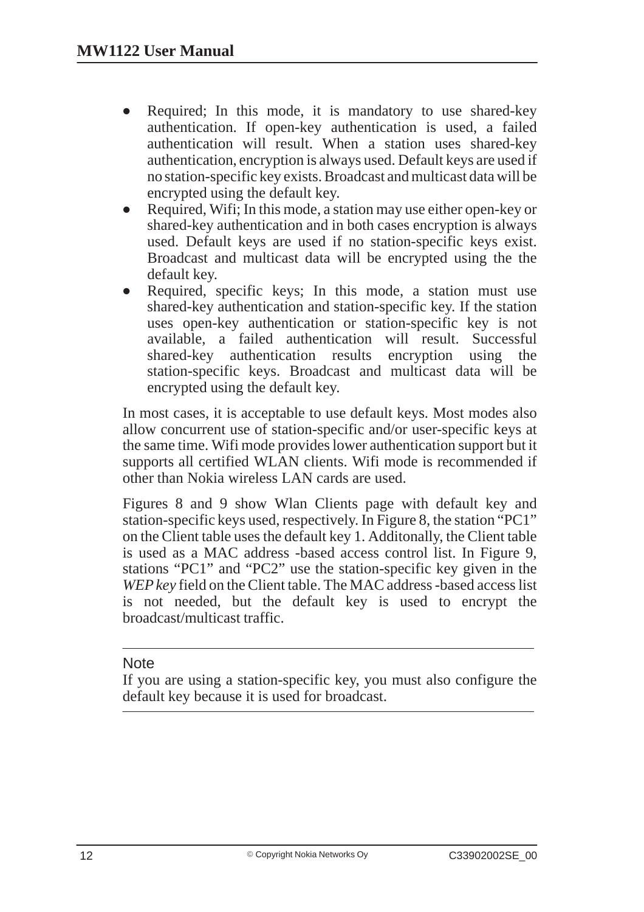- Required; In this mode, it is mandatory to use shared-key authentication. If open-key authentication is used, a failed authentication will result. When a station uses shared-key authentication, encryption is always used. Default keys are used if no station-specific key exists. Broadcast and multicast data will be encrypted using the default key.
- Required, Wifi; In this mode, a station may use either open-key or shared-key authentication and in both cases encryption is always used. Default keys are used if no station-specific keys exist. Broadcast and multicast data will be encrypted using the the default key.
- Required, specific keys; In this mode, a station must use shared-key authentication and station-specific key. If the station uses open-key authentication or station-specific key is not available, a failed authentication will result. Successful shared-key authentication results encryption using the station-specific keys. Broadcast and multicast data will be encrypted using the default key.

In most cases, it is acceptable to use default keys. Most modes also allow concurrent use of station-specific and/or user-specific keys at the same time. Wifi mode provides lower authentication support but it supports all certified WLAN clients. Wifi mode is recommended if other than Nokia wireless LAN cards are used.

Figures 8 and 9 show Wlan Clients page with default key and station-specific keys used, respectively. In Figure 8, the station “PC1” on the Client table uses the default key 1. Additonally, the Client table is used as a MAC address -based access control list. In Figure 9, stations “PC1” and “PC2” use the station-specific key given in the *WEP key* field on the Client table. The MAC address -based access list is not needed, but the default key is used to encrypt the broadcast/multicast traffic.

---

Note

If you are using a station-specific key, you must also configure the default key because it is used for broadcast.

---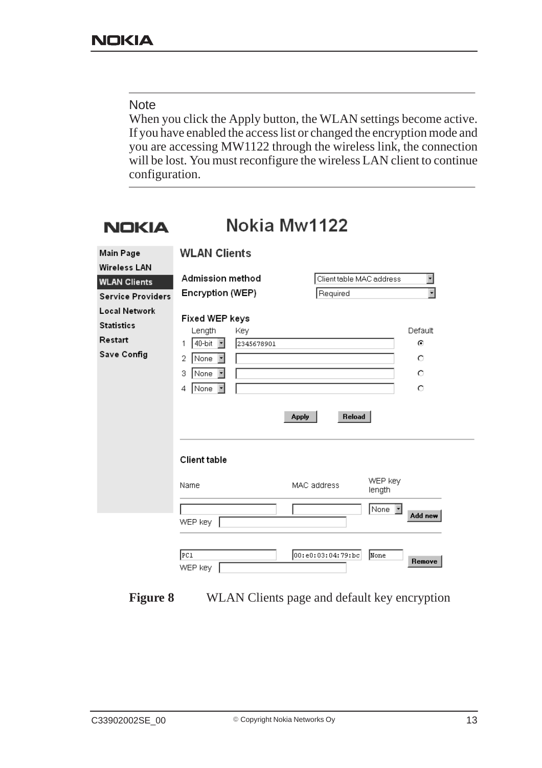Note

When you click the Apply button, the WLAN settings become active. If you have enabled the access list or changed the encryption mode and you are accessing MW1122 through the wireless link, the connection will be lost. You must reconfigure the wireless LAN client to continue configuration.

NOKIA

Nokia Mw1122

- Main Page
- Wireless LAN
- WLAN Clients
- Service Providers
- Local Network
- Statistics
- Restart
- Save Config

**WLAN Clients**

Admission method: Client table MAC address

Encryption (WEP): Required

Fixed WEP keys

| | Length | Key | Default |
|---|---|---|---|
| 1 | 40-bit | 2345678901 | ⦿ |
| 2 | None | | ○ |
| 3 | None | | ○ |
| 4 | None | | ○ |

Apply | Reload

Client table

| Name | MAC address | WEP key length | |
|---|---|---|---|
| | | None | Add new |
| WEP key | | | |
| PC1 | 00:e0:03:04:79:bc | None | Remove |
| WEP key | | | |

**Figure 8** WLAN Clients page and default key encryption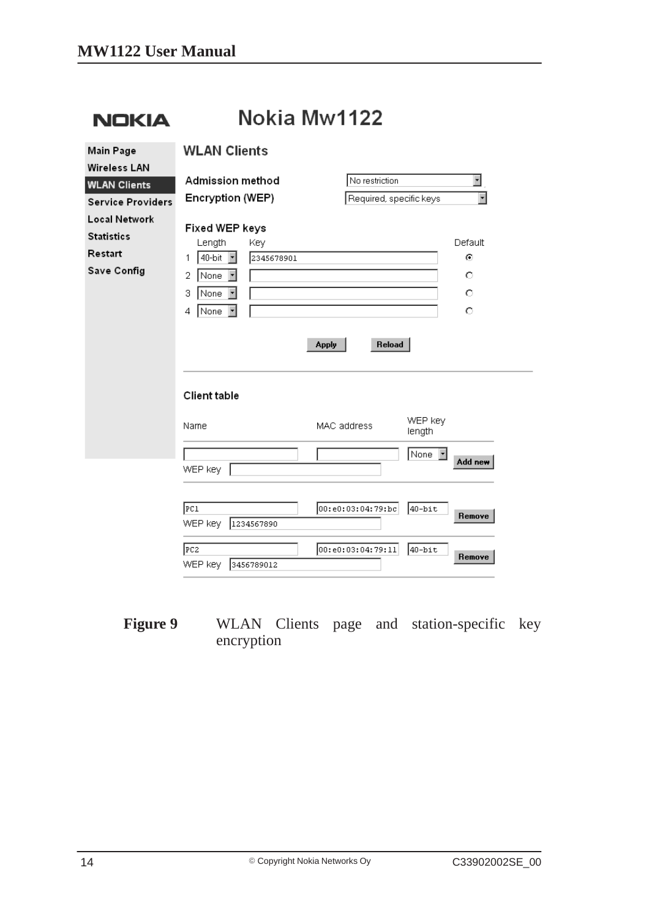NOKIA

# Nokia Mw1122

- Main Page
- Wireless LAN
- WLAN Clients
- Service Providers
- Local Network
- Statistics
- Restart
- Save Config

## WLAN Clients

Admission method: No restriction

Encryption (WEP): Required, specific keys

### Fixed WEP keys

| | Length | Key | Default |
|---|---|---|---|
| 1 | 40-bit | 2345678901 | ⦿ |
| 2 | None | | ○ |
| 3 | None | | ○ |
| 4 | None | | ○ |

Apply    Reload

### Client table

| Name | MAC address | WEP key length | |
|---|---|---|---|
| | | None | Add new |
| WEP key | | | |
| PC1 | 00:e0:03:04:79:bc | 40-bit | Remove |
| WEP key 1234567890 | | | |
| PC2 | 00:e0:03:04:79:11 | 40-bit | Remove |
| WEP key 3456789012 | | | |

**Figure 9** WLAN Clients page and station-specific key encryption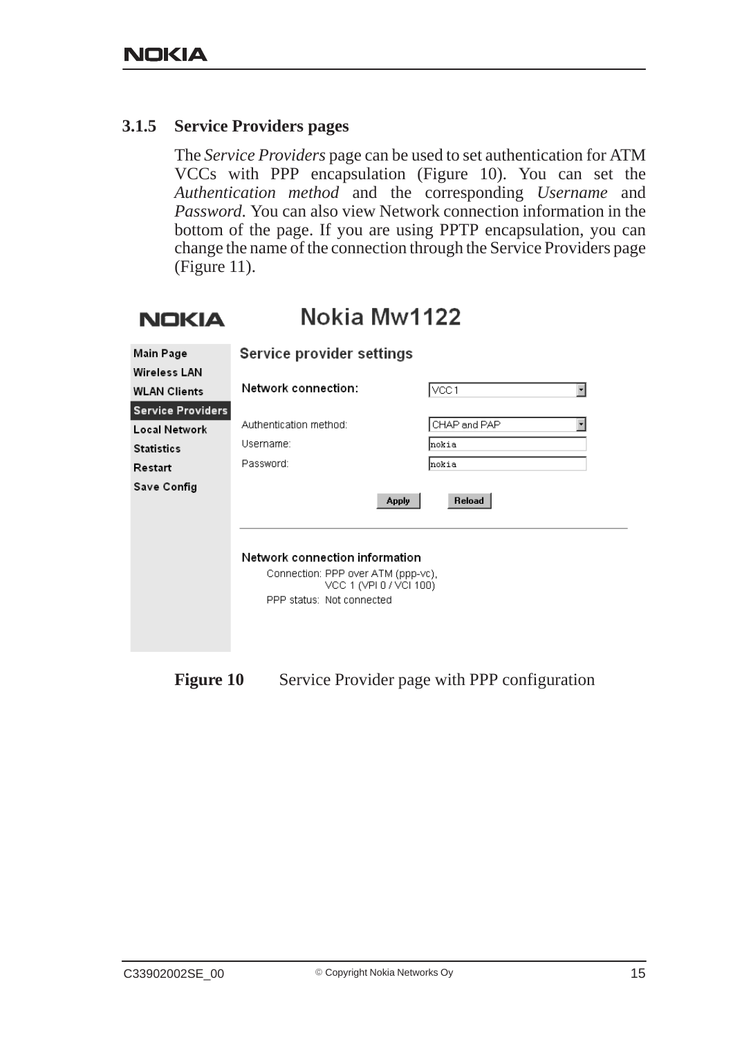### 3.1.5 Service Providers pages

The *Service Providers* page can be used to set authentication for ATM VCCs with PPP encapsulation (Figure 10). You can set the *Authentication method* and the corresponding *Username* and *Password*. You can also view Network connection information in the bottom of the page. If you are using PPTP encapsulation, you can change the name of the connection through the Service Providers page (Figure 11).

NOKIA Nokia Mw1122

Main Page
Wireless LAN
WLAN Clients
Service Providers
Local Network
Statistics
Restart
Save Config

Service provider settings

Network connection: VCC 1

Authentication method: CHAP and PAP
Username: nokia
Password: nokia

Apply Reload

Network connection information

Connection: PPP over ATM (ppp-vc), VCC 1 (VPI 0 / VCI 100)
PPP status: Not connected

**Figure 10** Service Provider page with PPP configuration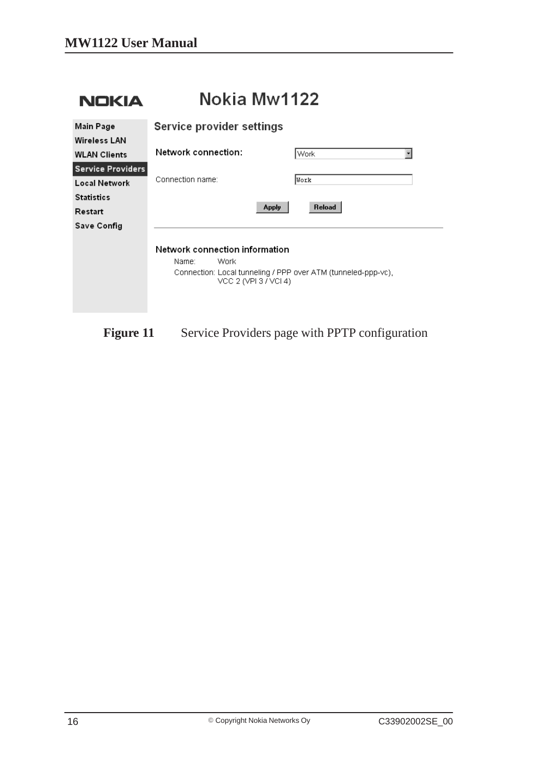NOKIA

Nokia Mw1122

- Main Page
- Wireless LAN
- WLAN Clients
- Service Providers
- Local Network
- Statistics
- Restart
- Save Config

Service provider settings

Network connection: Work

Connection name: Work

Apply | Reload

Network connection information

Name: Work

Connection: Local tunneling / PPP over ATM (tunneled-ppp-vc), VCC 2 (VPI 3 / VCI 4)

**Figure 11** Service Providers page with PPTP configuration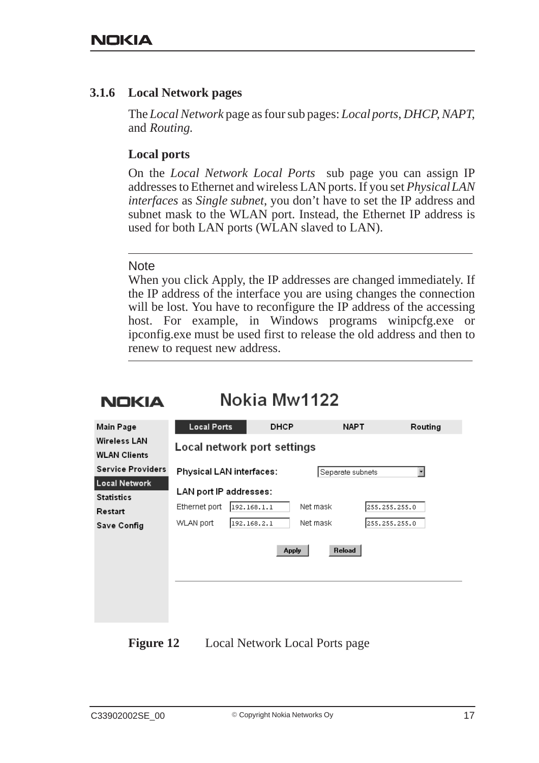### 3.1.6 Local Network pages

The *Local Network* page as four sub pages: *Local ports*, *DHCP*, *NAPT*, and *Routing.*

#### Local ports

On the *Local Network Local Ports* sub page you can assign IP addresses to Ethernet and wireless LAN ports. If you set *Physical LAN interfaces* as *Single subnet*, you don't have to set the IP address and subnet mask to the WLAN port. Instead, the Ethernet IP address is used for both LAN ports (WLAN slaved to LAN).

---

Note

When you click Apply, the IP addresses are changed immediately. If the IP address of the interface you are using changes the connection will be lost. You have to reconfigure the IP address of the accessing host. For example, in Windows programs winipcfg.exe or ipconfig.exe must be used first to release the old address and then to renew to request new address.

---

**Figure 12** Local Network Local Ports page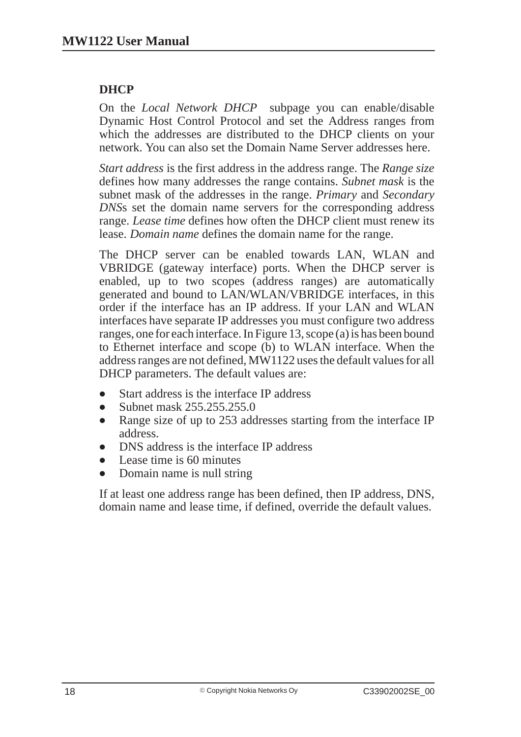### DHCP

On the *Local Network DHCP* subpage you can enable/disable Dynamic Host Control Protocol and set the Address ranges from which the addresses are distributed to the DHCP clients on your network. You can also set the Domain Name Server addresses here.

*Start address* is the first address in the address range. The *Range size* defines how many addresses the range contains. *Subnet mask* is the subnet mask of the addresses in the range. *Primary* and *Secondary DNS*s set the domain name servers for the corresponding address range. *Lease time* defines how often the DHCP client must renew its lease. *Domain name* defines the domain name for the range.

The DHCP server can be enabled towards LAN, WLAN and VBRIDGE (gateway interface) ports. When the DHCP server is enabled, up to two scopes (address ranges) are automatically generated and bound to LAN/WLAN/VBRIDGE interfaces, in this order if the interface has an IP address. If your LAN and WLAN interfaces have separate IP addresses you must configure two address ranges, one for each interface. In Figure 13, scope (a) is has been bound to Ethernet interface and scope (b) to WLAN interface. When the address ranges are not defined, MW1122 uses the default values for all DHCP parameters. The default values are:

- Start address is the interface IP address
- Subnet mask 255.255.255.0
- Range size of up to 253 addresses starting from the interface IP address.
- DNS address is the interface IP address
- Lease time is 60 minutes
- Domain name is null string

If at least one address range has been defined, then IP address, DNS, domain name and lease time, if defined, override the default values.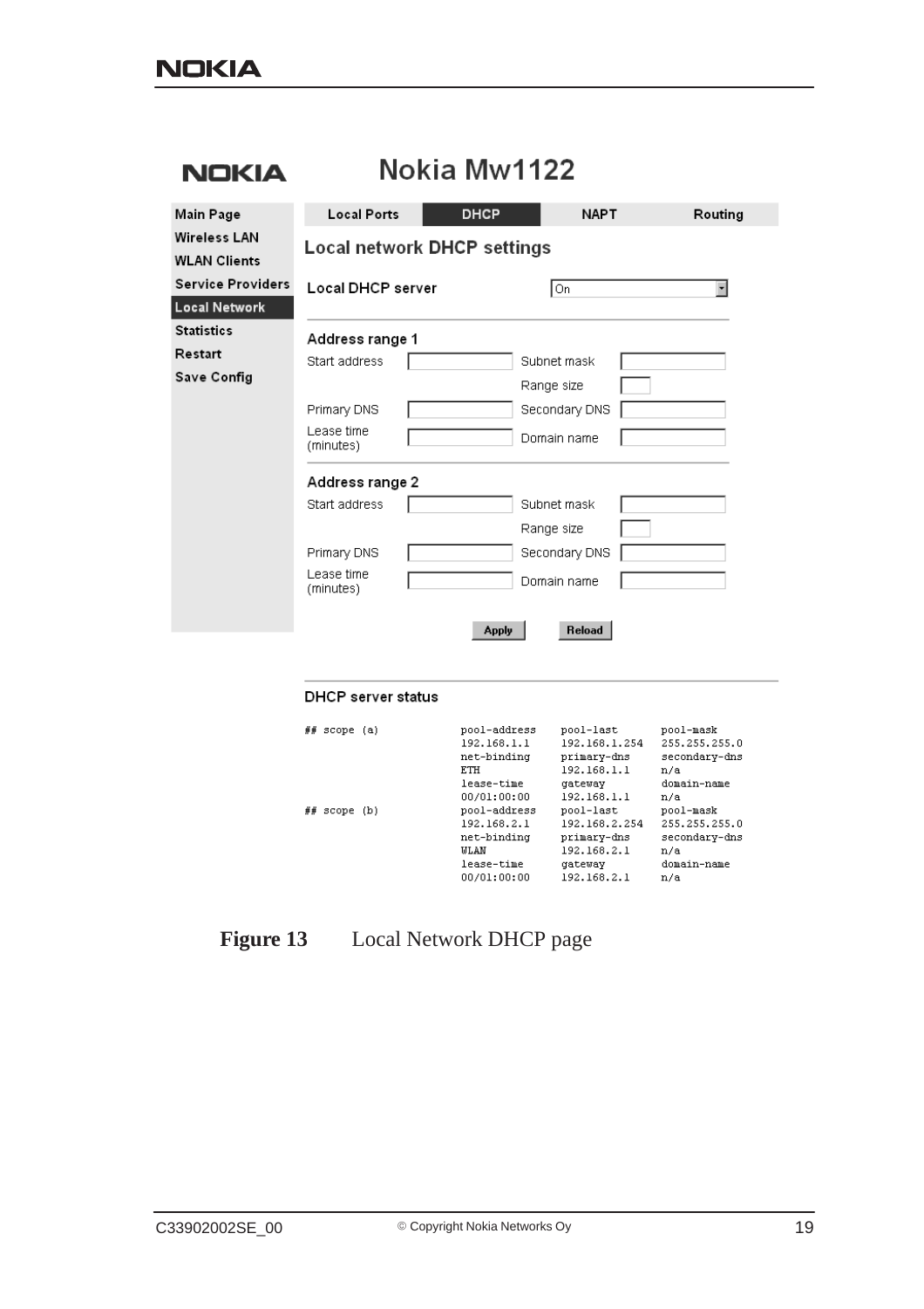**NOKIA** Nokia Mw1122

- Main Page
- Wireless LAN
- WLAN Clients
- Service Providers
- Local Network
- Statistics
- Restart
- Save Config

Local Ports | DHCP | NAPT | Routing

## Local network DHCP settings

Local DHCP server: On

**Address range 1**

| | | | |
|---|---|---|---|
| Start address | | Subnet mask | |
| | | Range size | |
| Primary DNS | | Secondary DNS | |
| Lease time (minutes) | | Domain name | |

**Address range 2**

| | | | |
|---|---|---|---|
| Start address | | Subnet mask | |
| | | Range size | |
| Primary DNS | | Secondary DNS | |
| Lease time (minutes) | | Domain name | |

Apply | Reload

**DHCP server status**

```
## scope (a)      pool-address    pool-last       pool-mask
                  192.168.1.1     192.168.1.254   255.255.255.0
                  net-binding     primary-dns     secondary-dns
                  ETH             192.168.1.1     n/a
                  lease-time      gateway         domain-name
                  00/01:00:00     192.168.1.1     n/a
## scope (b)      pool-address    pool-last       pool-mask
                  192.168.2.1     192.168.2.254   255.255.255.0
                  net-binding     primary-dns     secondary-dns
                  WLAN            192.168.2.1     n/a
                  lease-time      gateway         domain-name
                  00/01:00:00     192.168.2.1     n/a
```

**Figure 13** Local Network DHCP page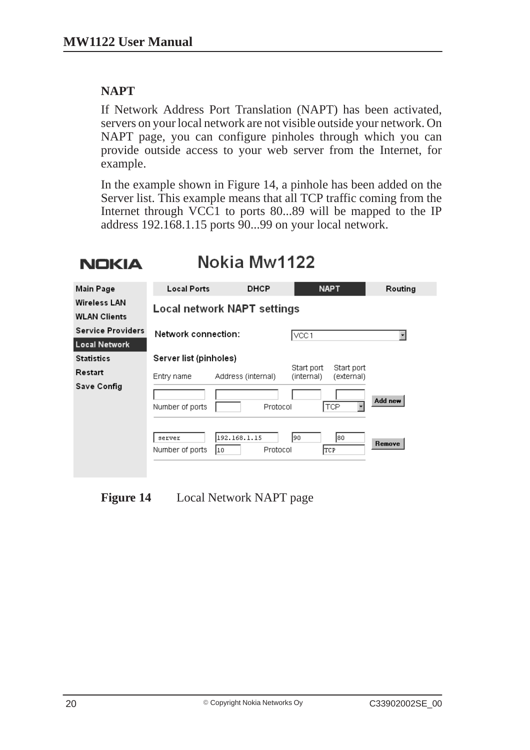## NAPT

If Network Address Port Translation (NAPT) has been activated, servers on your local network are not visible outside your network. On NAPT page, you can configure pinholes through which you can provide outside access to your web server from the Internet, for example.

In the example shown in Figure 14, a pinhole has been added on the Server list. This example means that all TCP traffic coming from the Internet through VCC1 to ports 80...89 will be mapped to the IP address 192.168.1.15 ports 90...99 on your local network.

**Figure 14** Local Network NAPT page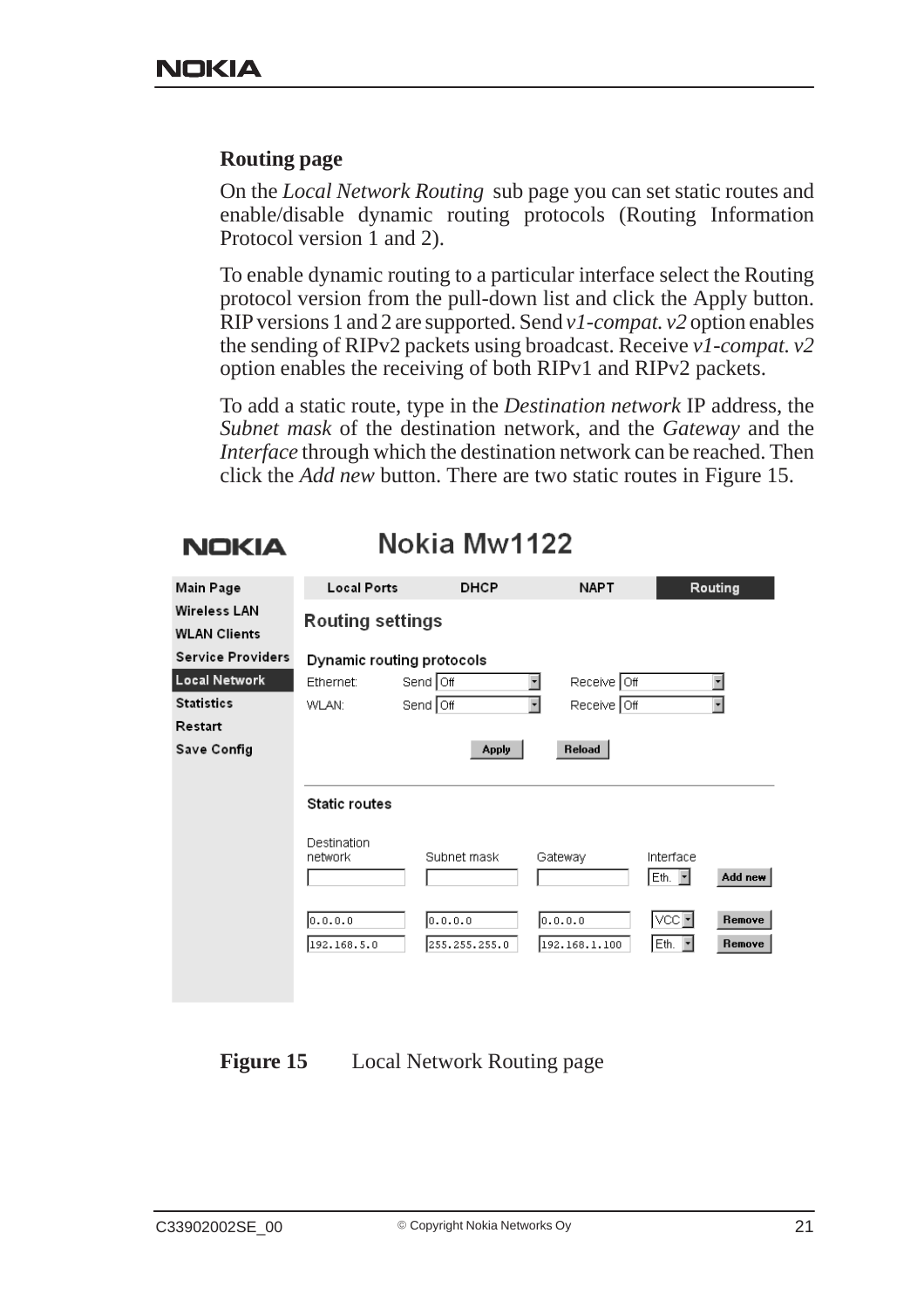### Routing page

On the *Local Network Routing* sub page you can set static routes and enable/disable dynamic routing protocols (Routing Information Protocol version 1 and 2).

To enable dynamic routing to a particular interface select the Routing protocol version from the pull-down list and click the Apply button. RIP versions 1 and 2 are supported. Send *v1-compat. v2* option enables the sending of RIPv2 packets using broadcast. Receive *v1-compat. v2* option enables the receiving of both RIPv1 and RIPv2 packets.

To add a static route, type in the *Destination network* IP address, the *Subnet mask* of the destination network, and the *Gateway* and the *Interface* through which the destination network can be reached. Then click the *Add new* button. There are two static routes in Figure 15.

**Figure 15** Local Network Routing page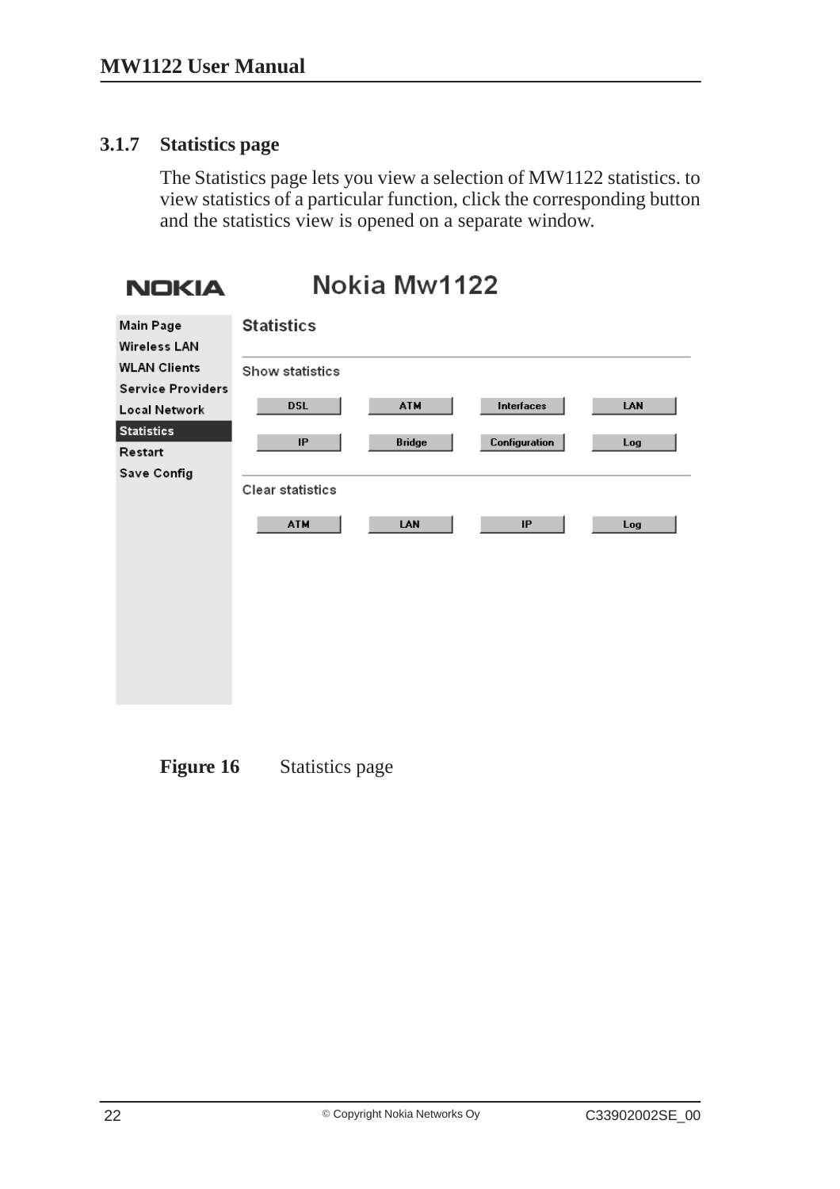### 3.1.7 Statistics page

The Statistics page lets you view a selection of MW1122 statistics. to view statistics of a particular function, click the corresponding button and the statistics view is opened on a separate window.

**Figure 16** Statistics page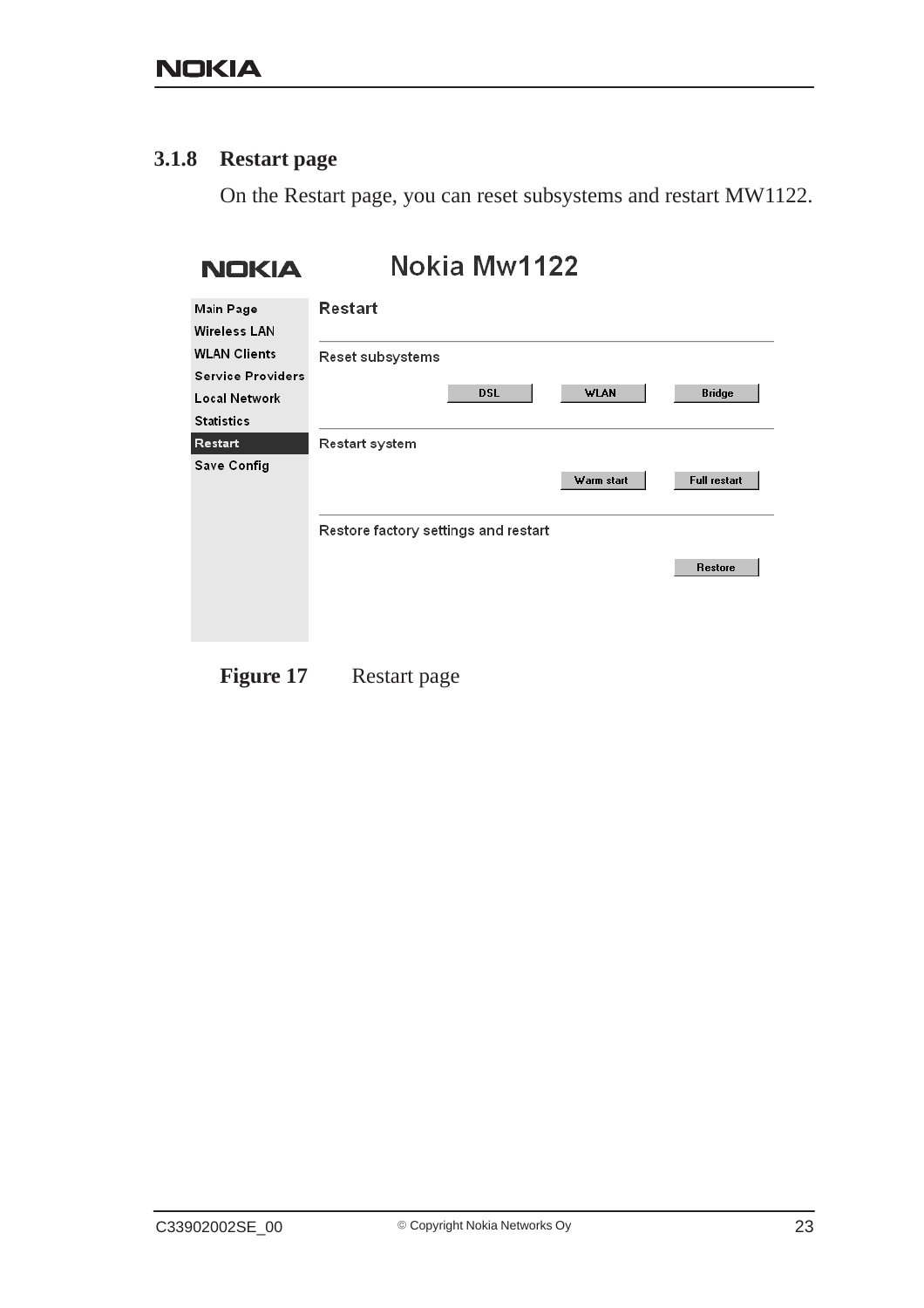### 3.1.8 Restart page

On the Restart page, you can reset subsystems and restart MW1122.

**Figure 17** Restart page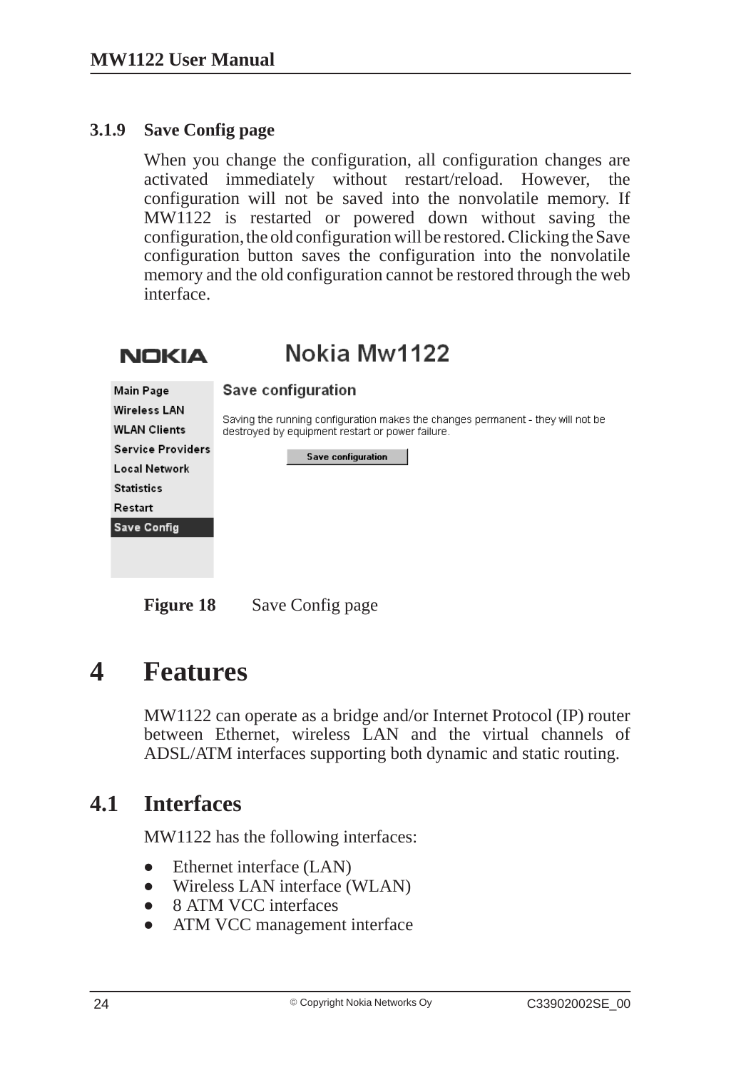### 3.1.9 Save Config page

When you change the configuration, all configuration changes are activated immediately without restart/reload. However, the configuration will not be saved into the nonvolatile memory. If MW1122 is restarted or powered down without saving the configuration, the old configuration will be restored. Clicking the Save configuration button saves the configuration into the nonvolatile memory and the old configuration cannot be restored through the web interface.

**Figure 18** Save Config page

# 4 Features

MW1122 can operate as a bridge and/or Internet Protocol (IP) router between Ethernet, wireless LAN and the virtual channels of ADSL/ATM interfaces supporting both dynamic and static routing.

## 4.1 Interfaces

MW1122 has the following interfaces:

- Ethernet interface (LAN)
- Wireless LAN interface (WLAN)
- 8 ATM VCC interfaces
- ATM VCC management interface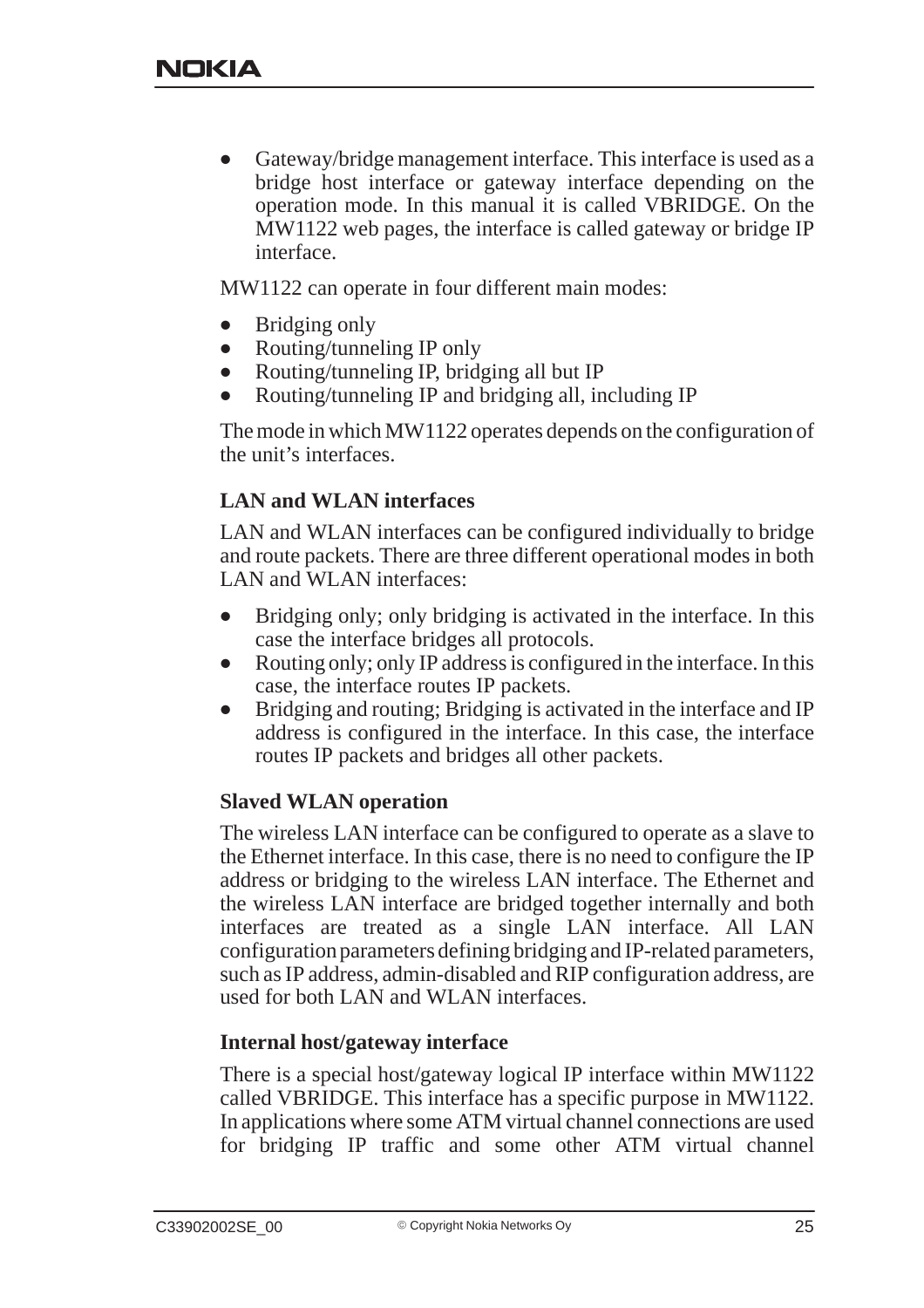- Gateway/bridge management interface. This interface is used as a bridge host interface or gateway interface depending on the operation mode. In this manual it is called VBRIDGE. On the MW1122 web pages, the interface is called gateway or bridge IP interface.

MW1122 can operate in four different main modes:

- Bridging only
- Routing/tunneling IP only
- Routing/tunneling IP, bridging all but IP
- Routing/tunneling IP and bridging all, including IP

The mode in which MW1122 operates depends on the configuration of the unit's interfaces.

### LAN and WLAN interfaces

LAN and WLAN interfaces can be configured individually to bridge and route packets. There are three different operational modes in both LAN and WLAN interfaces:

- Bridging only; only bridging is activated in the interface. In this case the interface bridges all protocols.
- Routing only; only IP address is configured in the interface. In this case, the interface routes IP packets.
- Bridging and routing; Bridging is activated in the interface and IP address is configured in the interface. In this case, the interface routes IP packets and bridges all other packets.

### Slaved WLAN operation

The wireless LAN interface can be configured to operate as a slave to the Ethernet interface. In this case, there is no need to configure the IP address or bridging to the wireless LAN interface. The Ethernet and the wireless LAN interface are bridged together internally and both interfaces are treated as a single LAN interface. All LAN configuration parameters defining bridging and IP-related parameters, such as IP address, admin-disabled and RIP configuration address, are used for both LAN and WLAN interfaces.

### Internal host/gateway interface

There is a special host/gateway logical IP interface within MW1122 called VBRIDGE. This interface has a specific purpose in MW1122. In applications where some ATM virtual channel connections are used for bridging IP traffic and some other ATM virtual channel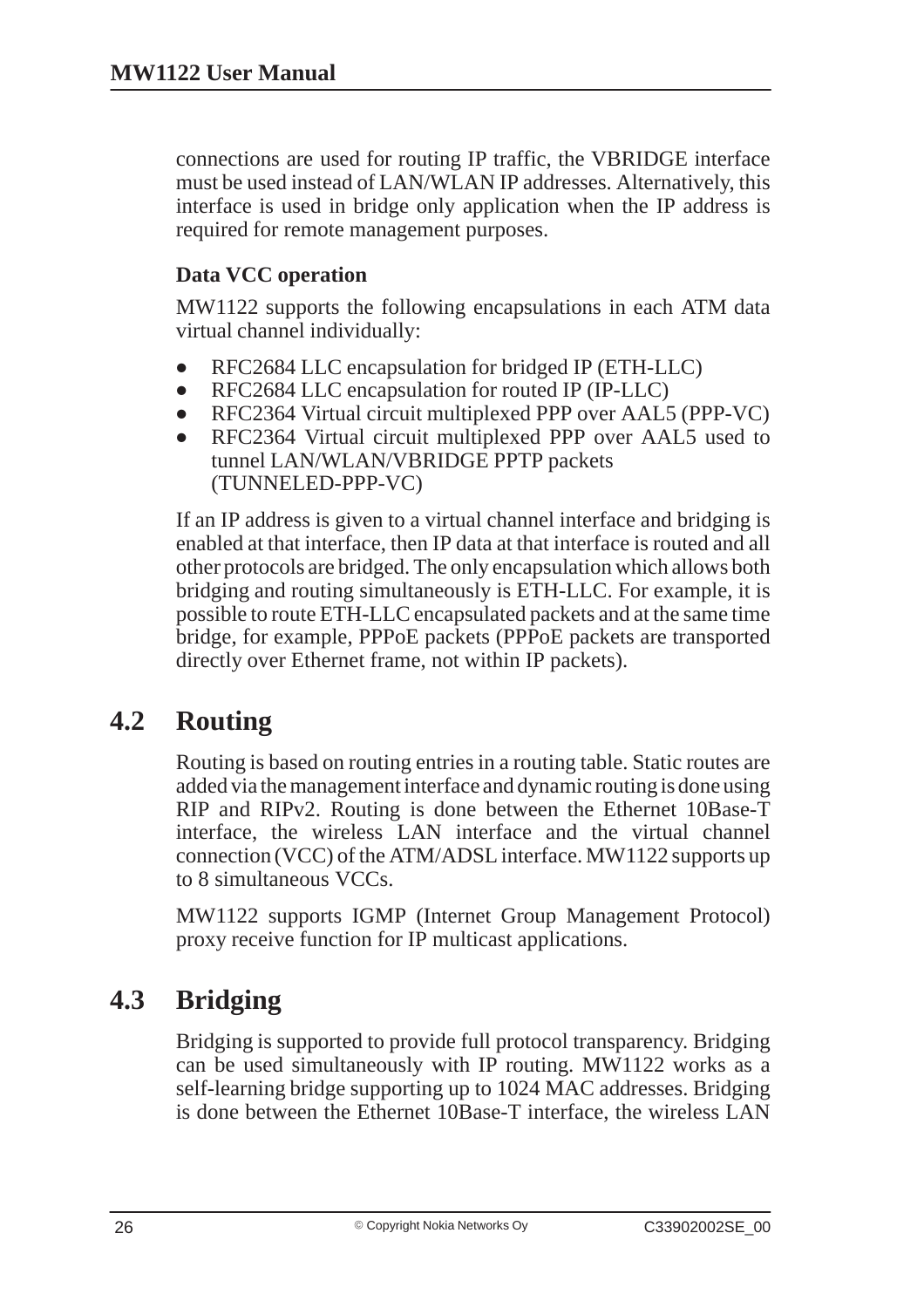connections are used for routing IP traffic, the VBRIDGE interface must be used instead of LAN/WLAN IP addresses. Alternatively, this interface is used in bridge only application when the IP address is required for remote management purposes.

**Data VCC operation**

MW1122 supports the following encapsulations in each ATM data virtual channel individually:

- RFC2684 LLC encapsulation for bridged IP (ETH-LLC)
- RFC2684 LLC encapsulation for routed IP (IP-LLC)
- RFC2364 Virtual circuit multiplexed PPP over AAL5 (PPP-VC)
- RFC2364 Virtual circuit multiplexed PPP over AAL5 used to tunnel LAN/WLAN/VBRIDGE PPTP packets (TUNNELED-PPP-VC)

If an IP address is given to a virtual channel interface and bridging is enabled at that interface, then IP data at that interface is routed and all other protocols are bridged. The only encapsulation which allows both bridging and routing simultaneously is ETH-LLC. For example, it is possible to route ETH-LLC encapsulated packets and at the same time bridge, for example, PPPoE packets (PPPoE packets are transported directly over Ethernet frame, not within IP packets).

## 4.2 Routing

Routing is based on routing entries in a routing table. Static routes are added via the management interface and dynamic routing is done using RIP and RIPv2. Routing is done between the Ethernet 10Base-T interface, the wireless LAN interface and the virtual channel connection (VCC) of the ATM/ADSL interface. MW1122 supports up to 8 simultaneous VCCs.

MW1122 supports IGMP (Internet Group Management Protocol) proxy receive function for IP multicast applications.

## 4.3 Bridging

Bridging is supported to provide full protocol transparency. Bridging can be used simultaneously with IP routing. MW1122 works as a self-learning bridge supporting up to 1024 MAC addresses. Bridging is done between the Ethernet 10Base-T interface, the wireless LAN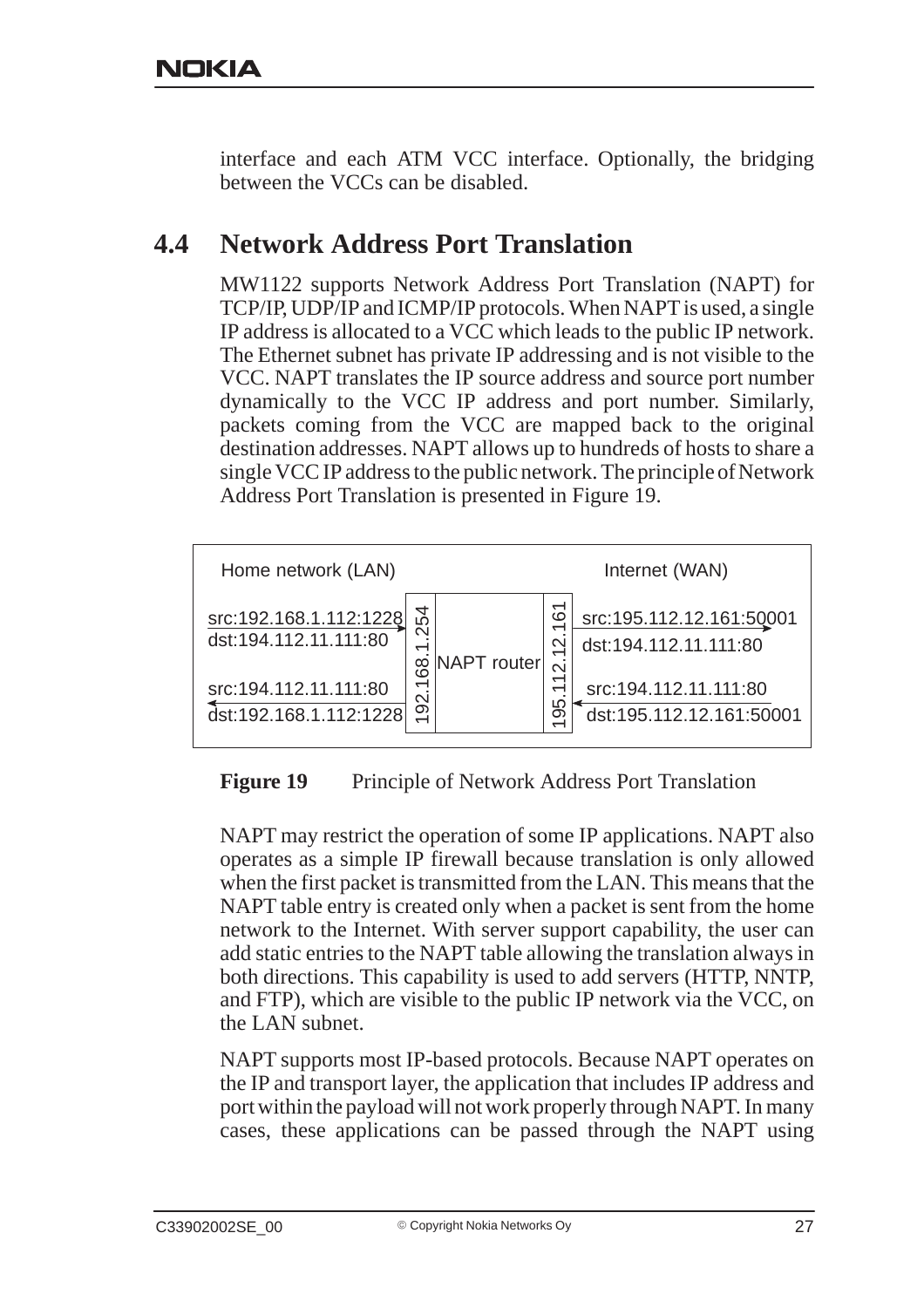interface and each ATM VCC interface. Optionally, the bridging between the VCCs can be disabled.

## 4.4 Network Address Port Translation

MW1122 supports Network Address Port Translation (NAPT) for TCP/IP, UDP/IP and ICMP/IP protocols. When NAPT is used, a single IP address is allocated to a VCC which leads to the public IP network. The Ethernet subnet has private IP addressing and is not visible to the VCC. NAPT translates the IP source address and source port number dynamically to the VCC IP address and port number. Similarly, packets coming from the VCC are mapped back to the original destination addresses. NAPT allows up to hundreds of hosts to share a single VCC IP address to the public network. The principle of Network Address Port Translation is presented in Figure 19.

| Home network (LAN) | | | | Internet (WAN) |
|---|---|---|---|---|
| src:192.168.1.112:1228<br>dst:194.112.11.111:80 → | 192.168.1.254 | NAPT router | 195.112.12.161 | src:195.112.12.161:50001 →<br>dst:194.112.11.111:80 |
| ← src:194.112.11.111:80<br>dst:192.168.1.112:1228 | | | | ← src:194.112.11.111:80<br>dst:195.112.12.161:50001 |

**Figure 19** Principle of Network Address Port Translation

NAPT may restrict the operation of some IP applications. NAPT also operates as a simple IP firewall because translation is only allowed when the first packet is transmitted from the LAN. This means that the NAPT table entry is created only when a packet is sent from the home network to the Internet. With server support capability, the user can add static entries to the NAPT table allowing the translation always in both directions. This capability is used to add servers (HTTP, NNTP, and FTP), which are visible to the public IP network via the VCC, on the LAN subnet.

NAPT supports most IP-based protocols. Because NAPT operates on the IP and transport layer, the application that includes IP address and port within the payload will not work properly through NAPT. In many cases, these applications can be passed through the NAPT using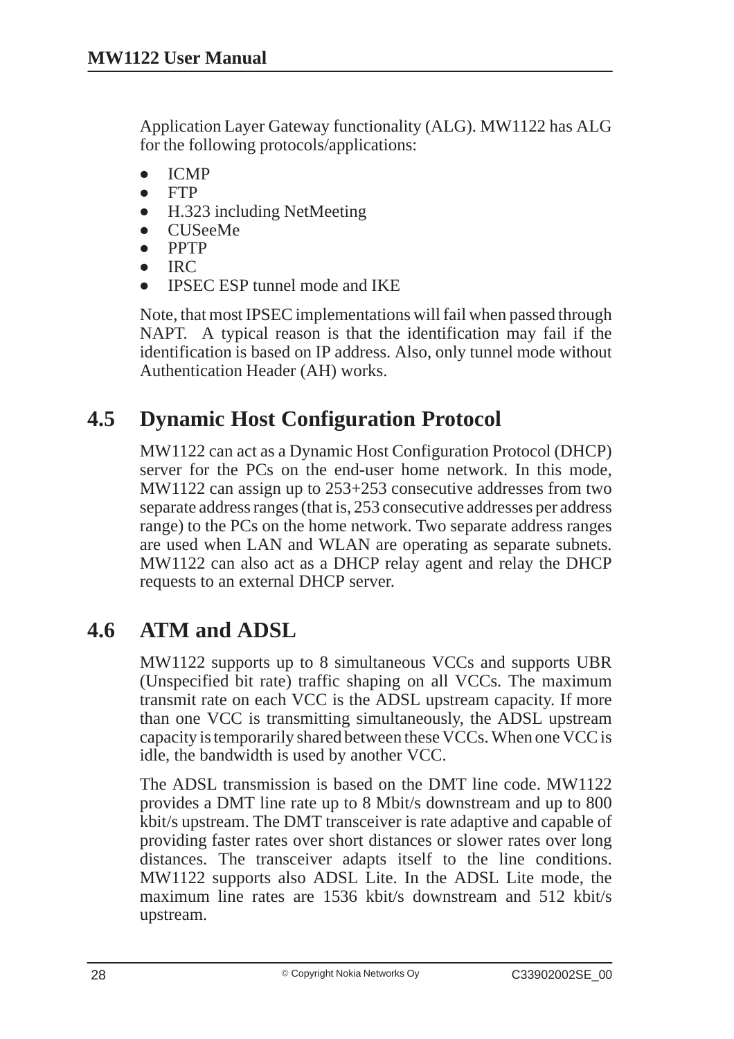Application Layer Gateway functionality (ALG). MW1122 has ALG for the following protocols/applications:

- ICMP
- FTP
- H.323 including NetMeeting
- CUSeeMe
- PPTP
- IRC
- IPSEC ESP tunnel mode and IKE

Note, that most IPSEC implementations will fail when passed through NAPT. A typical reason is that the identification may fail if the identification is based on IP address. Also, only tunnel mode without Authentication Header (AH) works.

## 4.5 Dynamic Host Configuration Protocol

MW1122 can act as a Dynamic Host Configuration Protocol (DHCP) server for the PCs on the end-user home network. In this mode, MW1122 can assign up to 253+253 consecutive addresses from two separate address ranges (that is, 253 consecutive addresses per address range) to the PCs on the home network. Two separate address ranges are used when LAN and WLAN are operating as separate subnets. MW1122 can also act as a DHCP relay agent and relay the DHCP requests to an external DHCP server.

## 4.6 ATM and ADSL

MW1122 supports up to 8 simultaneous VCCs and supports UBR (Unspecified bit rate) traffic shaping on all VCCs. The maximum transmit rate on each VCC is the ADSL upstream capacity. If more than one VCC is transmitting simultaneously, the ADSL upstream capacity is temporarily shared between these VCCs. When one VCC is idle, the bandwidth is used by another VCC.

The ADSL transmission is based on the DMT line code. MW1122 provides a DMT line rate up to 8 Mbit/s downstream and up to 800 kbit/s upstream. The DMT transceiver is rate adaptive and capable of providing faster rates over short distances or slower rates over long distances. The transceiver adapts itself to the line conditions. MW1122 supports also ADSL Lite. In the ADSL Lite mode, the maximum line rates are 1536 kbit/s downstream and 512 kbit/s upstream.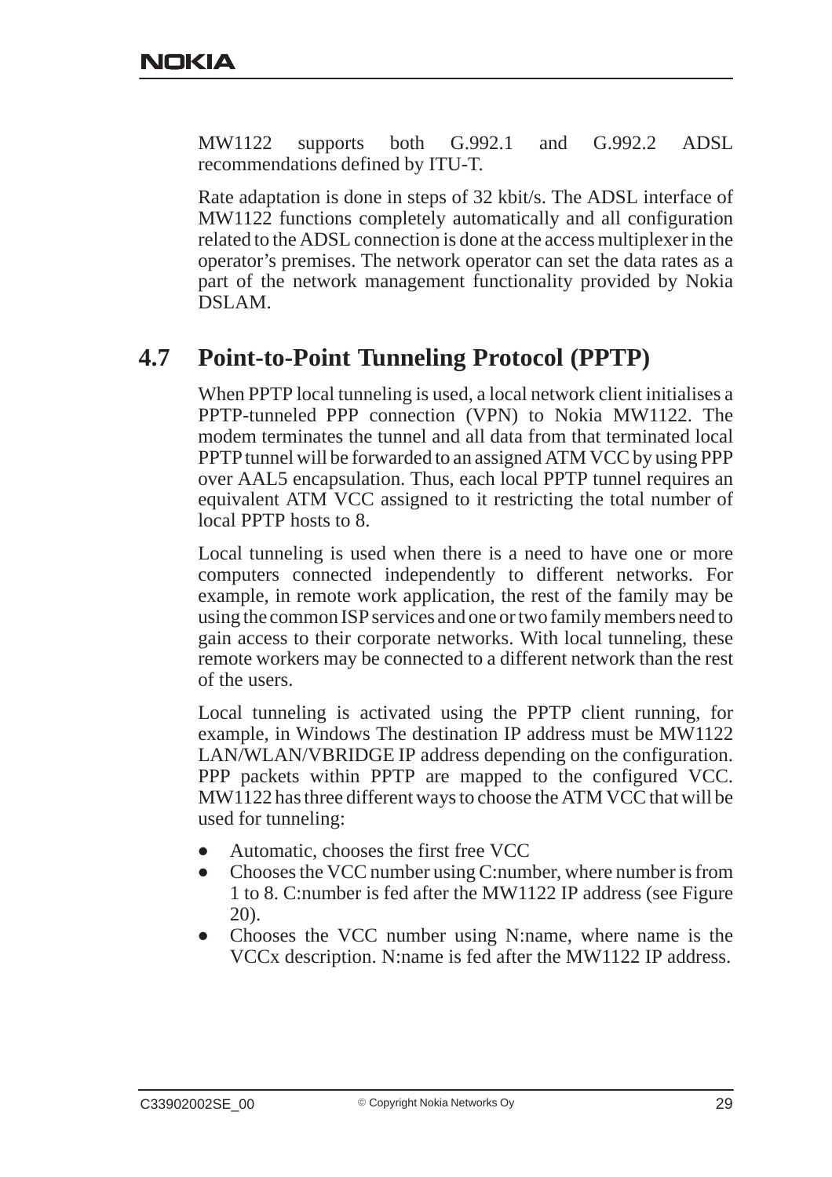MW1122 supports both G.992.1 and G.992.2 ADSL recommendations defined by ITU-T.

Rate adaptation is done in steps of 32 kbit/s. The ADSL interface of MW1122 functions completely automatically and all configuration related to the ADSL connection is done at the access multiplexer in the operator's premises. The network operator can set the data rates as a part of the network management functionality provided by Nokia DSLAM.

## 4.7 Point-to-Point Tunneling Protocol (PPTP)

When PPTP local tunneling is used, a local network client initialises a PPTP-tunneled PPP connection (VPN) to Nokia MW1122. The modem terminates the tunnel and all data from that terminated local PPTP tunnel will be forwarded to an assigned ATM VCC by using PPP over AAL5 encapsulation. Thus, each local PPTP tunnel requires an equivalent ATM VCC assigned to it restricting the total number of local PPTP hosts to 8.

Local tunneling is used when there is a need to have one or more computers connected independently to different networks. For example, in remote work application, the rest of the family may be using the common ISP services and one or two family members need to gain access to their corporate networks. With local tunneling, these remote workers may be connected to a different network than the rest of the users.

Local tunneling is activated using the PPTP client running, for example, in Windows The destination IP address must be MW1122 LAN/WLAN/VBRIDGE IP address depending on the configuration. PPP packets within PPTP are mapped to the configured VCC. MW1122 has three different ways to choose the ATM VCC that will be used for tunneling:

- Automatic, chooses the first free VCC
- Chooses the VCC number using C:number, where number is from 1 to 8. C:number is fed after the MW1122 IP address (see Figure 20).
- Chooses the VCC number using N:name, where name is the VCCx description. N:name is fed after the MW1122 IP address.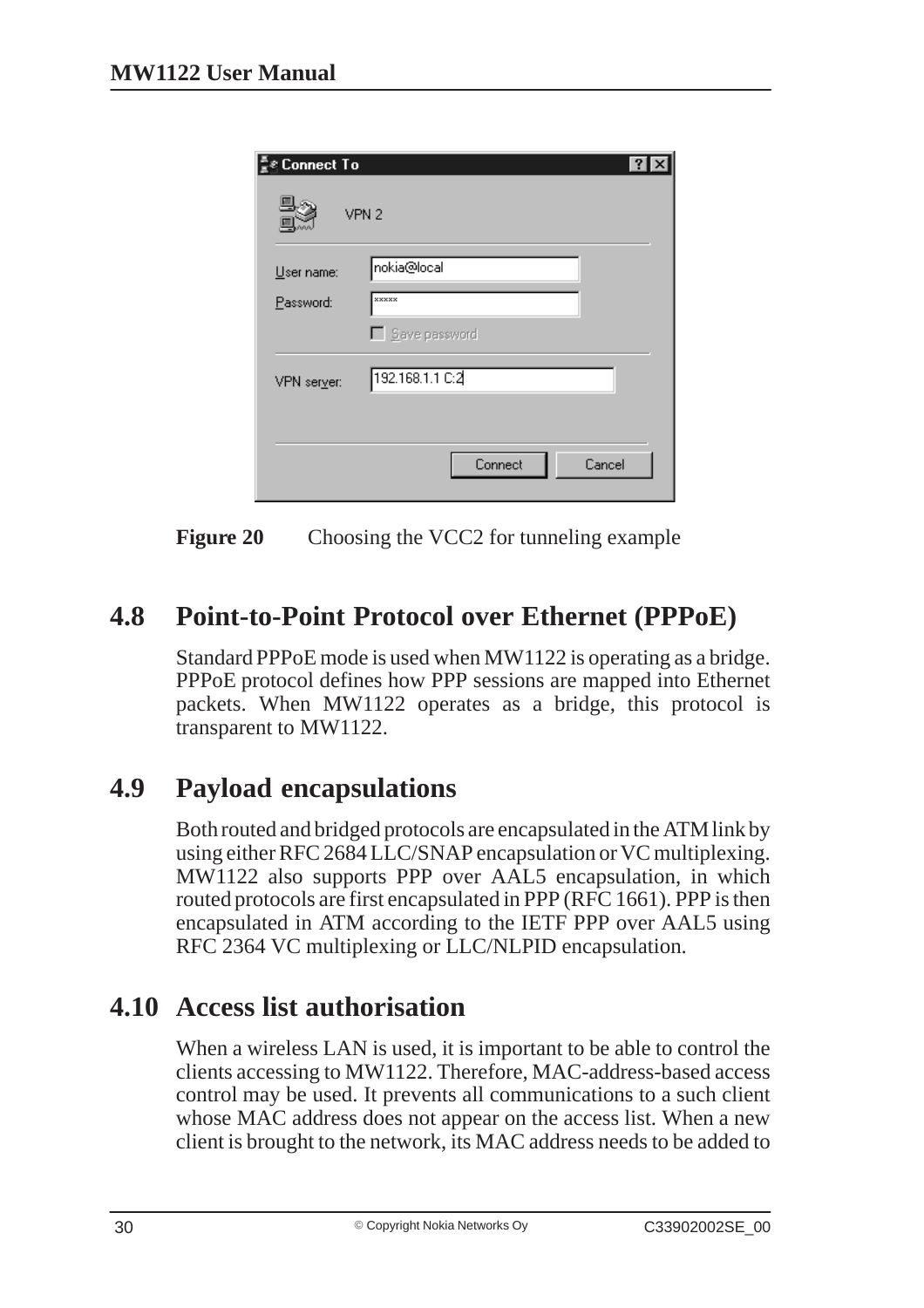**Figure 20** Choosing the VCC2 for tunneling example

## 4.8 Point-to-Point Protocol over Ethernet (PPPoE)

Standard PPPoE mode is used when MW1122 is operating as a bridge. PPPoE protocol defines how PPP sessions are mapped into Ethernet packets. When MW1122 operates as a bridge, this protocol is transparent to MW1122.

## 4.9 Payload encapsulations

Both routed and bridged protocols are encapsulated in the ATM link by using either RFC 2684 LLC/SNAP encapsulation or VC multiplexing. MW1122 also supports PPP over AAL5 encapsulation, in which routed protocols are first encapsulated in PPP (RFC 1661). PPP is then encapsulated in ATM according to the IETF PPP over AAL5 using RFC 2364 VC multiplexing or LLC/NLPID encapsulation.

## 4.10 Access list authorisation

When a wireless LAN is used, it is important to be able to control the clients accessing to MW1122. Therefore, MAC-address-based access control may be used. It prevents all communications to a such client whose MAC address does not appear on the access list. When a new client is brought to the network, its MAC address needs to be added to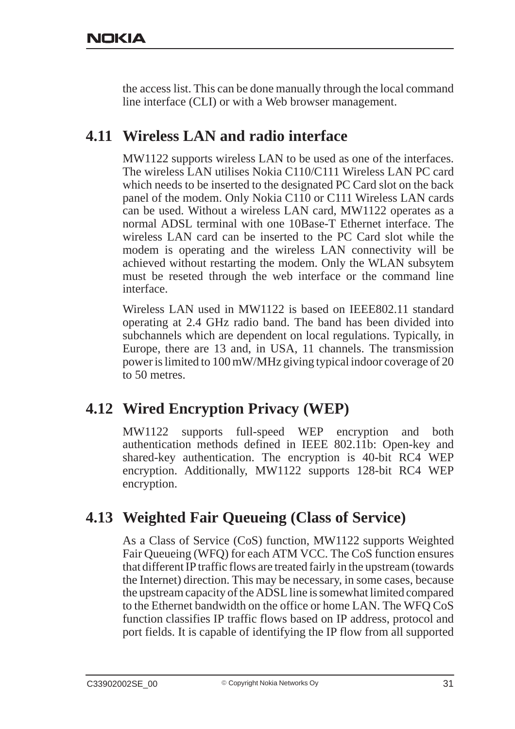the access list. This can be done manually through the local command line interface (CLI) or with a Web browser management.

## 4.11 Wireless LAN and radio interface

MW1122 supports wireless LAN to be used as one of the interfaces. The wireless LAN utilises Nokia C110/C111 Wireless LAN PC card which needs to be inserted to the designated PC Card slot on the back panel of the modem. Only Nokia C110 or C111 Wireless LAN cards can be used. Without a wireless LAN card, MW1122 operates as a normal ADSL terminal with one 10Base-T Ethernet interface. The wireless LAN card can be inserted to the PC Card slot while the modem is operating and the wireless LAN connectivity will be achieved without restarting the modem. Only the WLAN subsytem must be reseted through the web interface or the command line interface.

Wireless LAN used in MW1122 is based on IEEE802.11 standard operating at 2.4 GHz radio band. The band has been divided into subchannels which are dependent on local regulations. Typically, in Europe, there are 13 and, in USA, 11 channels. The transmission power is limited to 100 mW/MHz giving typical indoor coverage of 20 to 50 metres.

## 4.12 Wired Encryption Privacy (WEP)

MW1122 supports full-speed WEP encryption and both authentication methods defined in IEEE 802.11b: Open-key and shared-key authentication. The encryption is 40-bit RC4 WEP encryption. Additionally, MW1122 supports 128-bit RC4 WEP encryption.

## 4.13 Weighted Fair Queueing (Class of Service)

As a Class of Service (CoS) function, MW1122 supports Weighted Fair Queueing (WFQ) for each ATM VCC. The CoS function ensures that different IP traffic flows are treated fairly in the upstream (towards the Internet) direction. This may be necessary, in some cases, because the upstream capacity of the ADSL line is somewhat limited compared to the Ethernet bandwidth on the office or home LAN. The WFQ CoS function classifies IP traffic flows based on IP address, protocol and port fields. It is capable of identifying the IP flow from all supported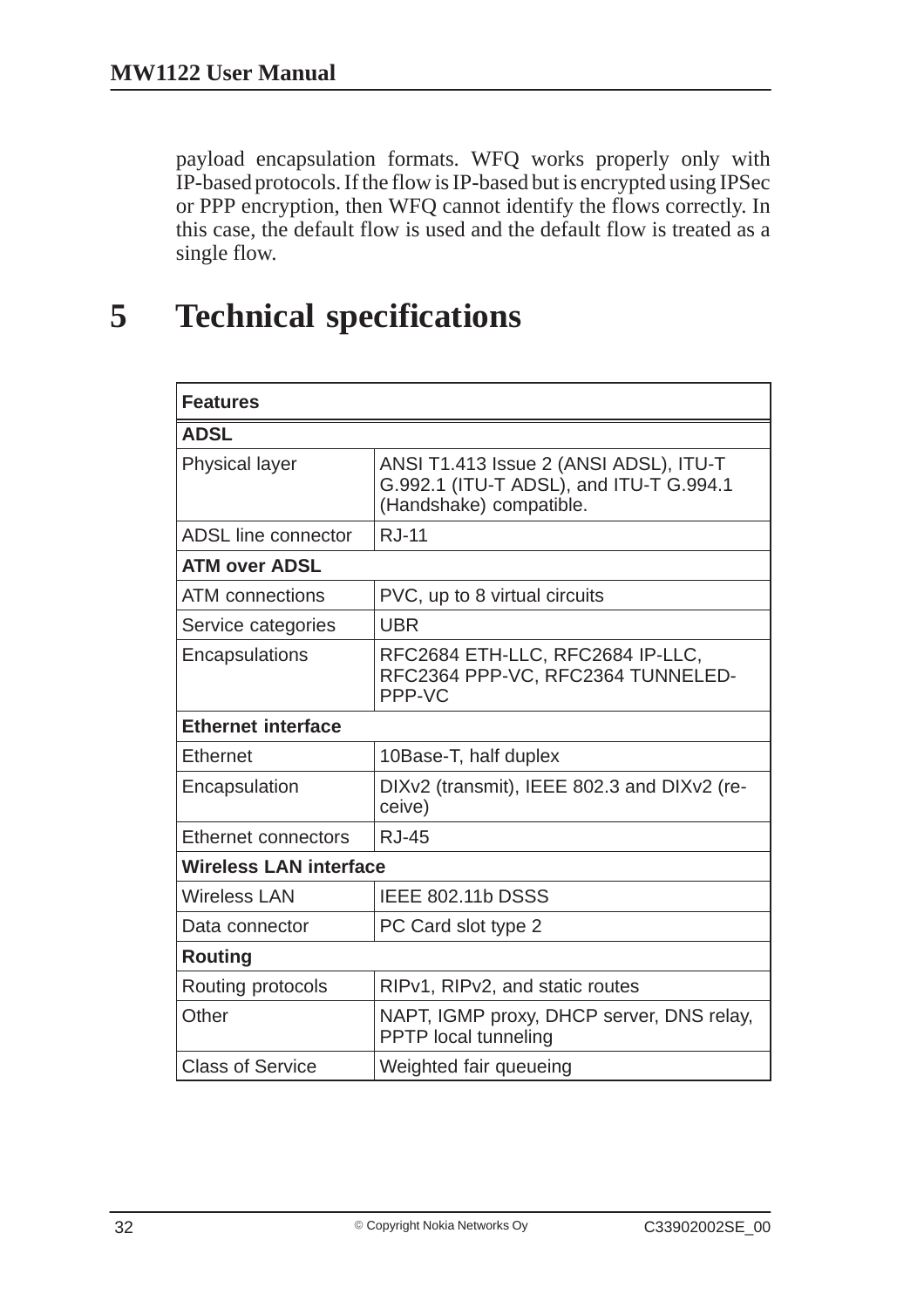payload encapsulation formats. WFQ works properly only with IP-based protocols. If the flow is IP-based but is encrypted using IPSec or PPP encryption, then WFQ cannot identify the flows correctly. In this case, the default flow is used and the default flow is treated as a single flow.

# 5 Technical specifications

| **Features** | |
|---|---|
| **ADSL** | |
| Physical layer | ANSI T1.413 Issue 2 (ANSI ADSL), ITU-T G.992.1 (ITU-T ADSL), and ITU-T G.994.1 (Handshake) compatible. |
| ADSL line connector | RJ-11 |
| **ATM over ADSL** | |
| ATM connections | PVC, up to 8 virtual circuits |
| Service categories | UBR |
| Encapsulations | RFC2684 ETH-LLC, RFC2684 IP-LLC, RFC2364 PPP-VC, RFC2364 TUNNELED-PPP-VC |
| **Ethernet interface** | |
| Ethernet | 10Base-T, half duplex |
| Encapsulation | DIXv2 (transmit), IEEE 802.3 and DIXv2 (receive) |
| Ethernet connectors | RJ-45 |
| **Wireless LAN interface** | |
| Wireless LAN | IEEE 802.11b DSSS |
| Data connector | PC Card slot type 2 |
| **Routing** | |
| Routing protocols | RIPv1, RIPv2, and static routes |
| Other | NAPT, IGMP proxy, DHCP server, DNS relay, PPTP local tunneling |
| Class of Service | Weighted fair queueing |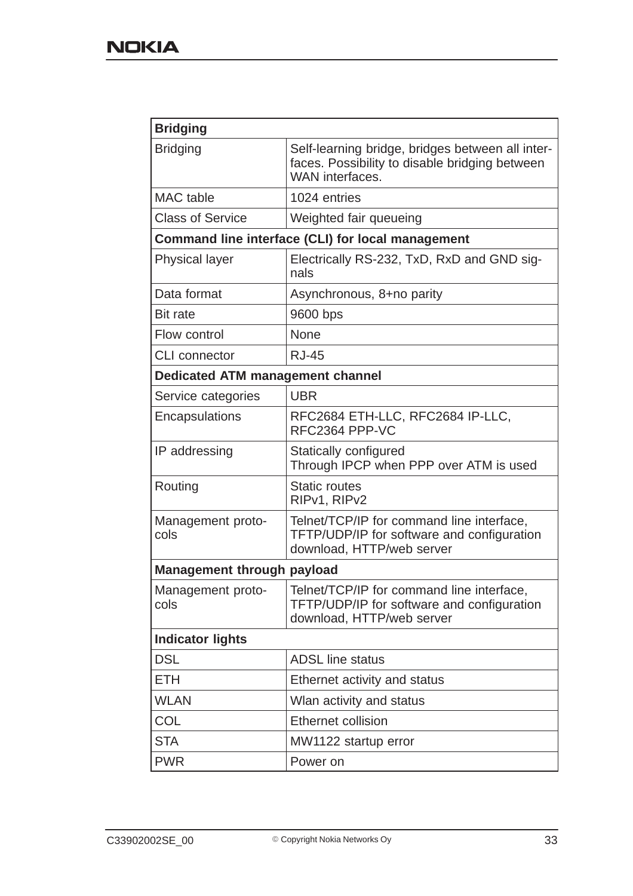| **Bridging** | |
|---|---|
| Bridging | Self-learning bridge, bridges between all interfaces. Possibility to disable bridging between WAN interfaces. |
| MAC table | 1024 entries |
| Class of Service | Weighted fair queueing |
| **Command line interface (CLI) for local management** | |
| Physical layer | Electrically RS-232, TxD, RxD and GND signals |
| Data format | Asynchronous, 8+no parity |
| Bit rate | 9600 bps |
| Flow control | None |
| CLI connector | RJ-45 |
| **Dedicated ATM management channel** | |
| Service categories | UBR |
| Encapsulations | RFC2684 ETH-LLC, RFC2684 IP-LLC, RFC2364 PPP-VC |
| IP addressing | Statically configured<br>Through IPCP when PPP over ATM is used |
| Routing | Static routes<br>RIPv1, RIPv2 |
| Management protocols | Telnet/TCP/IP for command line interface, TFTP/UDP/IP for software and configuration download, HTTP/web server |
| **Management through payload** | |
| Management protocols | Telnet/TCP/IP for command line interface, TFTP/UDP/IP for software and configuration download, HTTP/web server |
| **Indicator lights** | |
| DSL | ADSL line status |
| ETH | Ethernet activity and status |
| WLAN | Wlan activity and status |
| COL | Ethernet collision |
| STA | MW1122 startup error |
| PWR | Power on |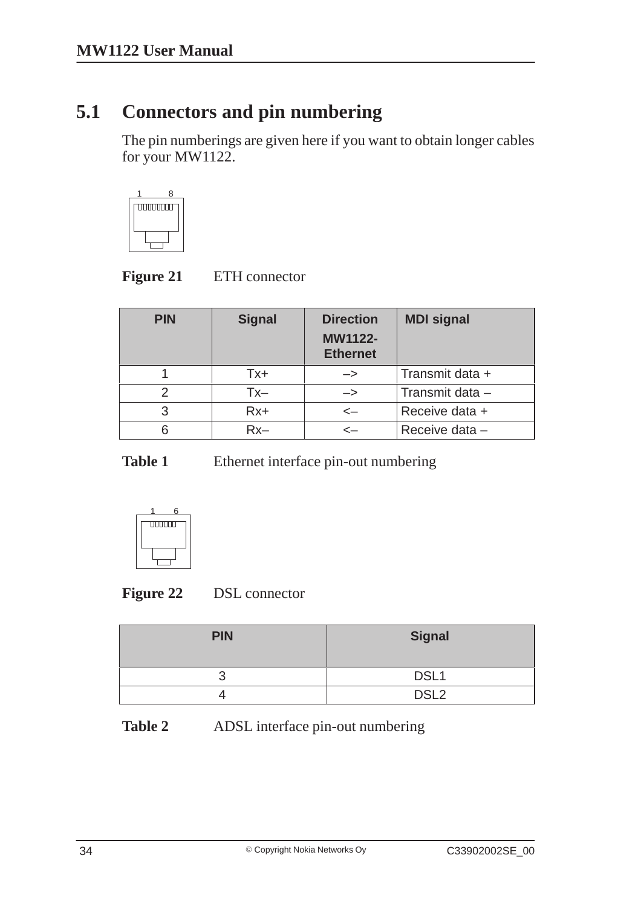## 5.1 Connectors and pin numbering

The pin numberings are given here if you want to obtain longer cables for your MW1122.

**Figure 21** ETH connector

| PIN | Signal | Direction MW1122-Ethernet | MDI signal |
|---|---|---|---|
| 1 | Tx+ | –> | Transmit data + |
| 2 | Tx– | –> | Transmit data – |
| 3 | Rx+ | <– | Receive data + |
| 6 | Rx– | <– | Receive data – |

**Table 1** Ethernet interface pin-out numbering

**Figure 22** DSL connector

| PIN | Signal |
|---|---|
| 3 | DSL1 |
| 4 | DSL2 |

**Table 2** ADSL interface pin-out numbering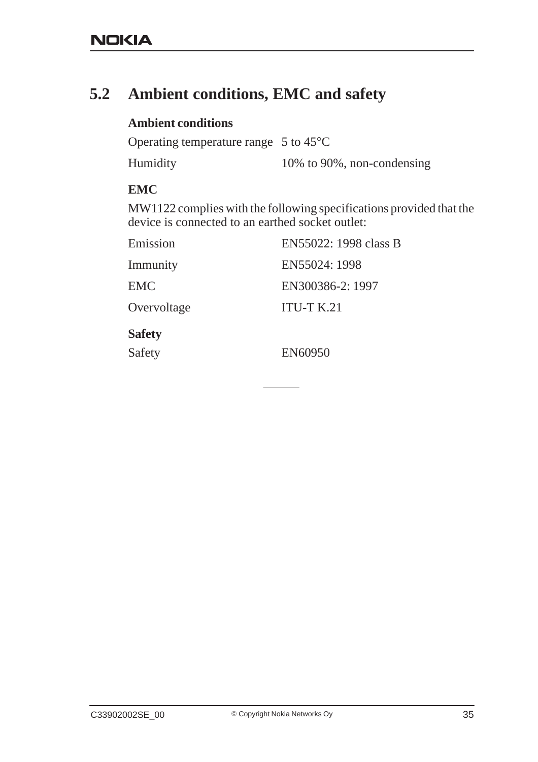## 5.2 Ambient conditions, EMC and safety

### Ambient conditions

| | |
|---|---|
| Operating temperature range | 5 to 45°C |
| Humidity | 10% to 90%, non-condensing |

### EMC

MW1122 complies with the following specifications provided that the device is connected to an earthed socket outlet:

| | |
|---|---|
| Emission | EN55022: 1998 class B |
| Immunity | EN55024: 1998 |
| EMC | EN300386-2: 1997 |
| Overvoltage | ITU-T K.21 |

### Safety

| | |
|---|---|
| Safety | EN60950 |